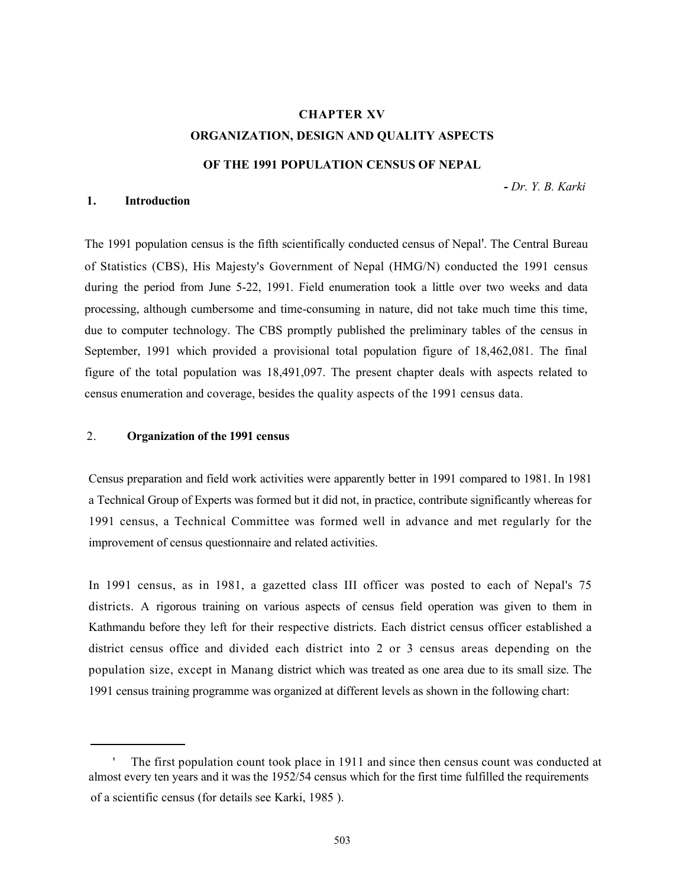# CHAPTER XV

## ORGANIZATION, DESIGN AND QUALITY ASPECTS OF THE 1991 POPULATION CENSUS OF NEPAL

*- Dr. Y. B. Karki*

### 1. Introduction

The 1991 population census is the fifth scientifically conducted census of Nepal[1]. The Central Bureau of Statistics (CBS), His Majesty's Government of Nepal (HMG/N) conducted the 1991 census during the period from June 5-22, 1991. Field enumeration took a little over two weeks and data processing, although cumbersome and time-consuming in nature, did not take much time this time, due to computer technology. The CBS promptly published the preliminary tables of the census in September, 1991 which provided a provisional total population figure of 18,462,081. The final figure of the total population was 18,491,097. The present chapter deals with aspects related to census enumeration and coverage, besides the quality aspects of the 1991 census data.

### 2. Organization of the 1991 census

Census preparation and field work activities were apparently better in 1991 compared to 1981. In 1981 a Technical Group of Experts was formed but it did not, in practice, contribute significantly whereas for 1991 census, a Technical Committee was formed well in advance and met regularly for the improvement of census questionnaire and related activities.

In 1991 census, as in 1981, a gazetted class III officer was posted to each of Nepal's 75 districts. A rigorous training on various aspects of census field operation was given to them in Kathmandu before they left for their respective districts. Each district census officer established a district census office and divided each district into 2 or 3 census areas depending on the population size, except in Manang district which was treated as one area due to its small size. The 1991 census training programme was organized at different levels as shown in the following chart:

---

[1] The first population count took place in 1911 and since then census count was conducted at almost every ten years and it was the 1952/54 census which for the first time fulfilled the requirements of a scientific census (for details see Karki, 1985 ).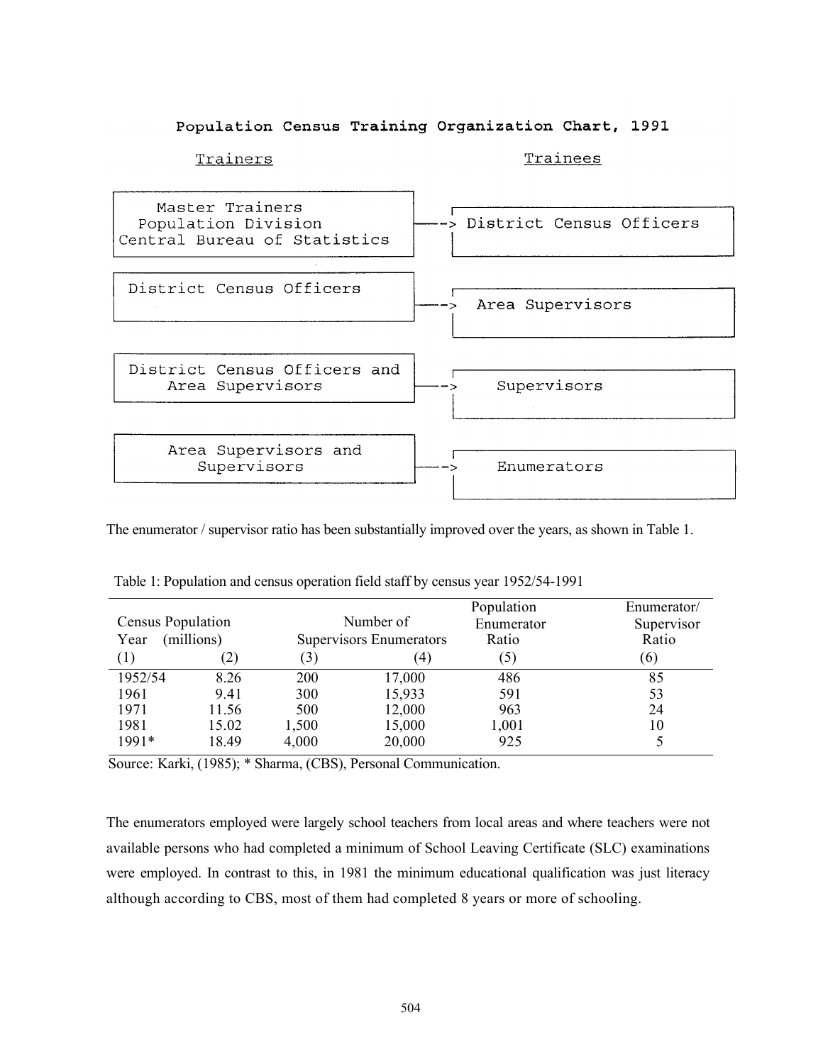### Population Census Training Organization Chart, 1991

| Trainers | | Trainees |
|---|---|---|
| Master Trainers Population Division Central Bureau of Statistics | --> | District Census Officers |
| District Census Officers | --> | Area Supervisors |
| District Census Officers and Area Supervisors | --> | Supervisors |
| Area Supervisors and Supervisors | --> | Enumerators |

The enumerator / supervisor ratio has been substantially improved over the years, as shown in Table 1.

Table 1: Population and census operation field staff by census year 1952/54-1991

| Census Year | Population (millions) | Number of Supervisors | Number of Enumerators | Population Enumerator Ratio | Enumerator/ Supervisor Ratio |
|---|---|---|---|---|---|
| (1) | (2) | (3) | (4) | (5) | (6) |
| 1952/54 | 8.26 | 200 | 17,000 | 486 | 85 |
| 1961 | 9.41 | 300 | 15,933 | 591 | 53 |
| 1971 | 11.56 | 500 | 12,000 | 963 | 24 |
| 1981 | 15.02 | 1,500 | 15,000 | 1,001 | 10 |
| 1991* | 18.49 | 4,000 | 20,000 | 925 | 5 |

Source: Karki, (1985); * Sharma, (CBS), Personal Communication.

The enumerators employed were largely school teachers from local areas and where teachers were not available persons who had completed a minimum of School Leaving Certificate (SLC) examinations were employed. In contrast to this, in 1981 the minimum educational qualification was just literacy although according to CBS, most of them had completed 8 years or more of schooling.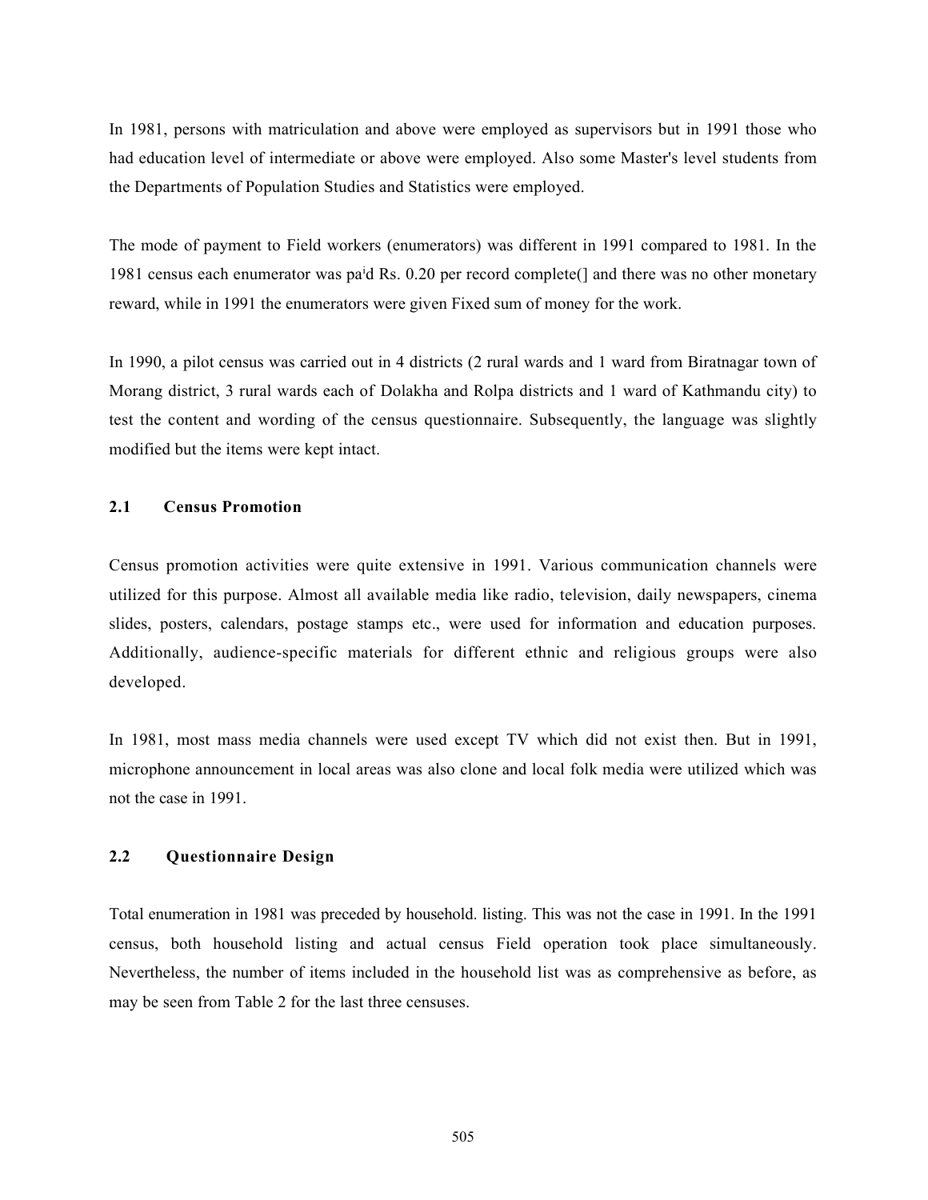In 1981, persons with matriculation and above were employed as supervisors but in 1991 those who had education level of intermediate or above were employed. Also some Master's level students from the Departments of Population Studies and Statistics were employed.

The mode of payment to Field workers (enumerators) was different in 1991 compared to 1981. In the 1981 census each enumerator was paid Rs. 0.20 per record complete[] and there was no other monetary reward, while in 1991 the enumerators were given Fixed sum of money for the work.

In 1990, a pilot census was carried out in 4 districts (2 rural wards and 1 ward from Biratnagar town of Morang district, 3 rural wards each of Dolakha and Rolpa districts and 1 ward of Kathmandu city) to test the content and wording of the census questionnaire. Subsequently, the language was slightly modified but the items were kept intact.

## 2.1 Census Promotion

Census promotion activities were quite extensive in 1991. Various communication channels were utilized for this purpose. Almost all available media like radio, television, daily newspapers, cinema slides, posters, calendars, postage stamps etc., were used for information and education purposes. Additionally, audience-specific materials for different ethnic and religious groups were also developed.

In 1981, most mass media channels were used except TV which did not exist then. But in 1991, microphone announcement in local areas was also clone and local folk media were utilized which was not the case in 1991.

## 2.2 Questionnaire Design

Total enumeration in 1981 was preceded by household. listing. This was not the case in 1991. In the 1991 census, both household listing and actual census Field operation took place simultaneously. Nevertheless, the number of items included in the household list was as comprehensive as before, as may be seen from Table 2 for the last three censuses.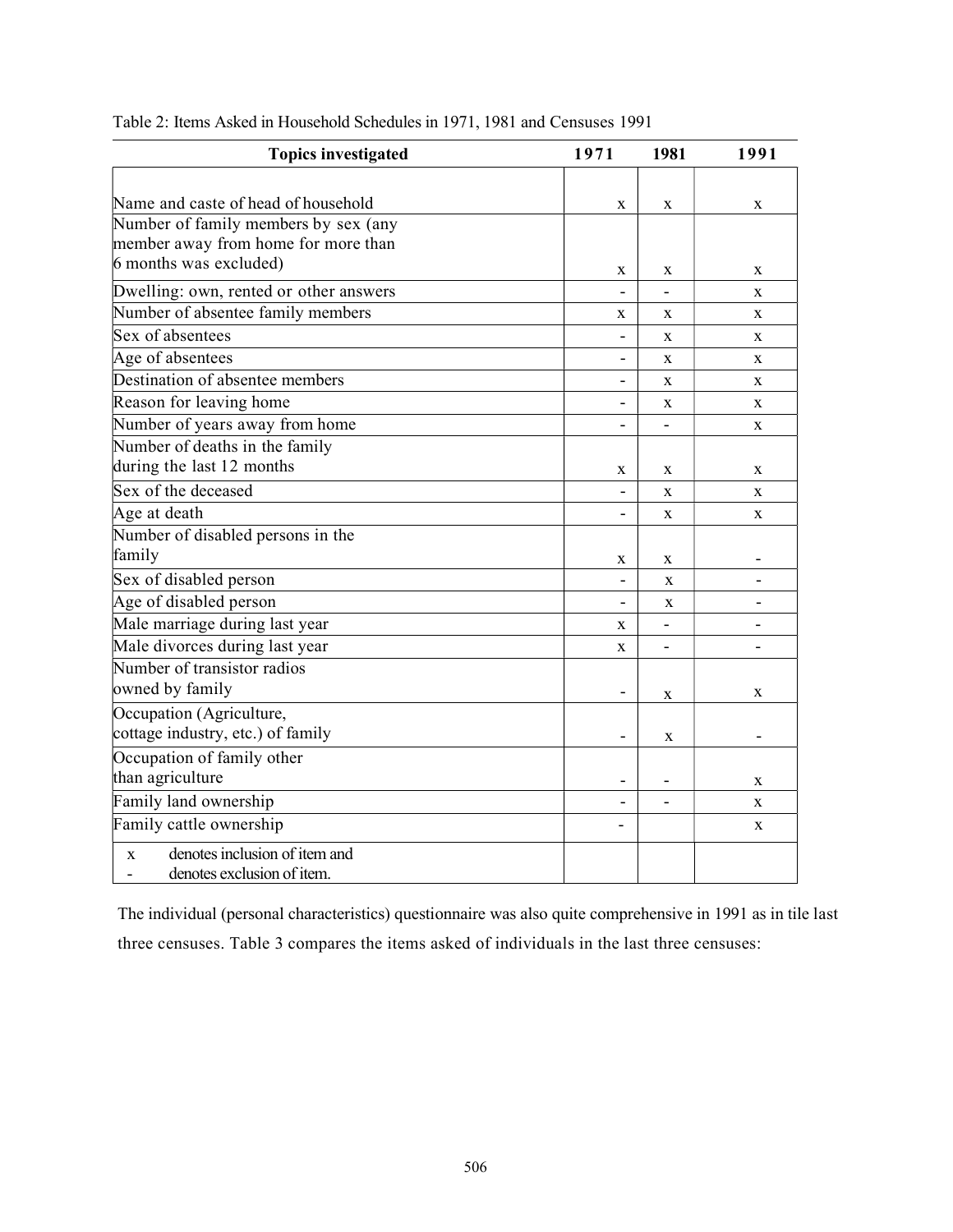Table 2: Items Asked in Household Schedules in 1971, 1981 and Censuses 1991

| Topics investigated | 1971 | 1981 | 1991 |
|---|---|---|---|
| Name and caste of head of household | x | x | x |
| Number of family members by sex (any member away from home for more than 6 months was excluded) | x | x | x |
| Dwelling: own, rented or other answers | - | - | x |
| Number of absentee family members | x | x | x |
| Sex of absentees | - | x | x |
| Age of absentees | - | x | x |
| Destination of absentee members | - | x | x |
| Reason for leaving home | - | x | x |
| Number of years away from home | - | - | x |
| Number of deaths in the family during the last 12 months | x | x | x |
| Sex of the deceased | - | x | x |
| Age at death | - | x | x |
| Number of disabled persons in the family | x | x | - |
| Sex of disabled person | - | x | - |
| Age of disabled person | - | x | - |
| Male marriage during last year | x | - | - |
| Male divorces during last year | x | - | - |
| Number of transistor radios owned by family | - | x | x |
| Occupation (Agriculture, cottage industry, etc.) of family | - | x | - |
| Occupation of family other than agriculture | - | - | x |
| Family land ownership | - | - | x |
| Family cattle ownership | - | | x |
| x denotes inclusion of item and<br>- denotes exclusion of item. | | | |

The individual (personal characteristics) questionnaire was also quite comprehensive in 1991 as in tile last three censuses. Table 3 compares the items asked of individuals in the last three censuses: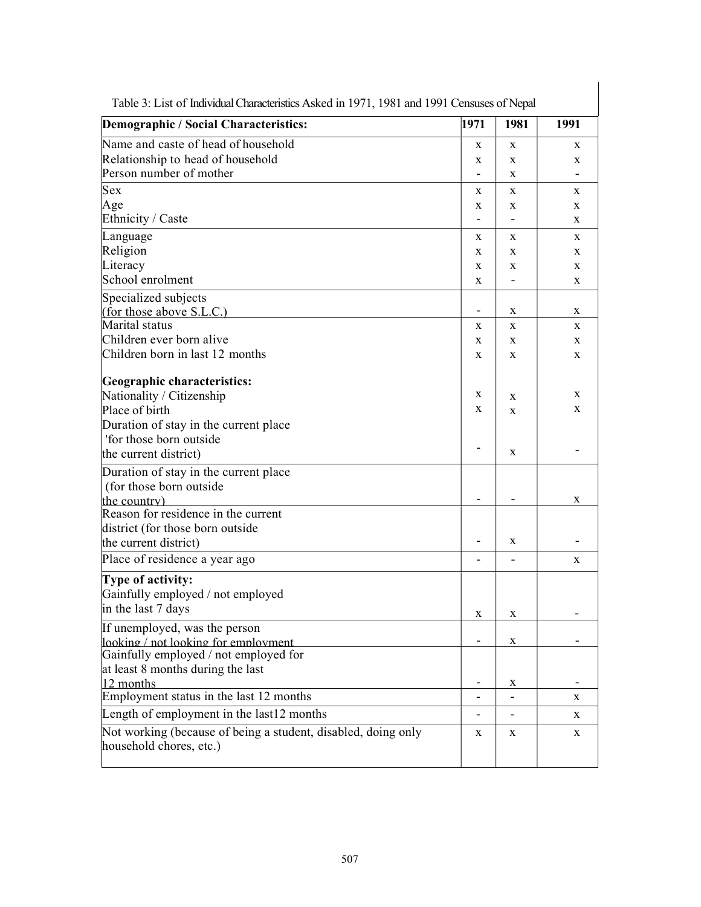Table 3: List of Individual Characteristics Asked in 1971, 1981 and 1991 Censuses of Nepal

| **Demographic / Social Characteristics:** | 1971 | 1981 | 1991 |
|---|---|---|---|
| Name and caste of head of household | x | x | x |
| Relationship to head of household | x | x | x |
| Person number of mother | - | x | - |
| Sex | x | x | x |
| Age | x | x | x |
| Ethnicity / Caste | - | - | x |
| Language | x | x | x |
| Religion | x | x | x |
| Literacy | x | x | x |
| School enrolment | x | - | x |
| Specialized subjects (for those above S.L.C.) | - | x | x |
| Marital status | x | x | x |
| Children ever born alive | x | x | x |
| Children born in last 12 months | x | x | x |
| **Geographic characteristics:** | | | |
| Nationality / Citizenship | x | x | x |
| Place of birth | x | x | x |
| Duration of stay in the current place 'for those born outside the current district) | - | x | - |
| Duration of stay in the current place (for those born outside the country) | - | - | x |
| Reason for residence in the current district (for those born outside the current district) | - | x | - |
| Place of residence a year ago | - | - | x |
| **Type of activity:** | | | |
| Gainfully employed / not employed in the last 7 days | x | x | - |
| If unemployed, was the person looking / not looking for employment | - | x | - |
| Gainfully employed / not employed for at least 8 months during the last 12 months | - | x | - |
| Employment status in the last 12 months | - | - | x |
| Length of employment in the last12 months | - | - | x |
| Not working (because of being a student, disabled, doing only household chores, etc.) | x | x | x |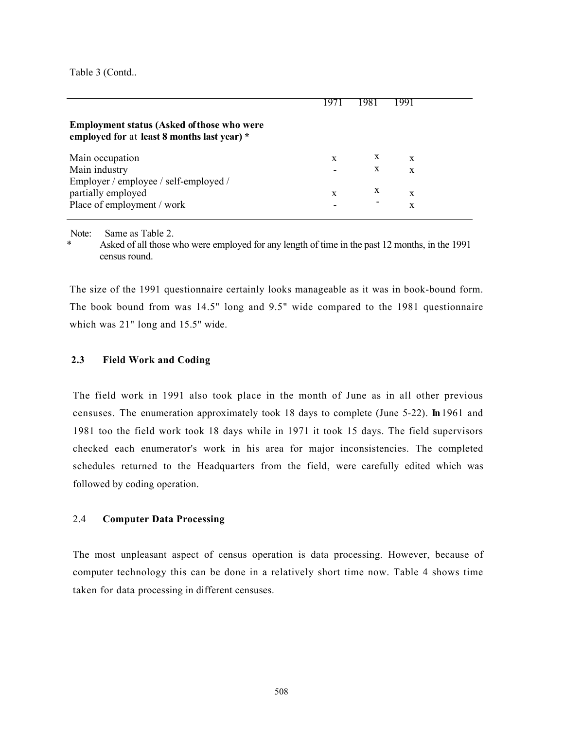Table 3 (Contd..

| | 1971 | 1981 | 1991 |
|---|---|---|---|
| **Employment status (Asked of those who were employed for at least 8 months last year) *** | | | |
| Main occupation | x | x | x |
| Main industry | - | x | x |
| Employer / employee / self-employed / partially employed | x | x | x |
| Place of employment / work | - | - | x |

Note: Same as Table 2.

\* Asked of all those who were employed for any length of time in the past 12 months, in the 1991 census round.

The size of the 1991 questionnaire certainly looks manageable as it was in book-bound form. The book bound from was 14.5" long and 9.5" wide compared to the 1981 questionnaire which was 21" long and 15.5" wide.

### 2.3 Field Work and Coding

The field work in 1991 also took place in the month of June as in all other previous censuses. The enumeration approximately took 18 days to complete (June 5-22). In 1961 and 1981 too the field work took 18 days while in 1971 it took 15 days. The field supervisors checked each enumerator's work in his area for major inconsistencies. The completed schedules returned to the Headquarters from the field, were carefully edited which was followed by coding operation.

### 2.4 Computer Data Processing

The most unpleasant aspect of census operation is data processing. However, because of computer technology this can be done in a relatively short time now. Table 4 shows time taken for data processing in different censuses.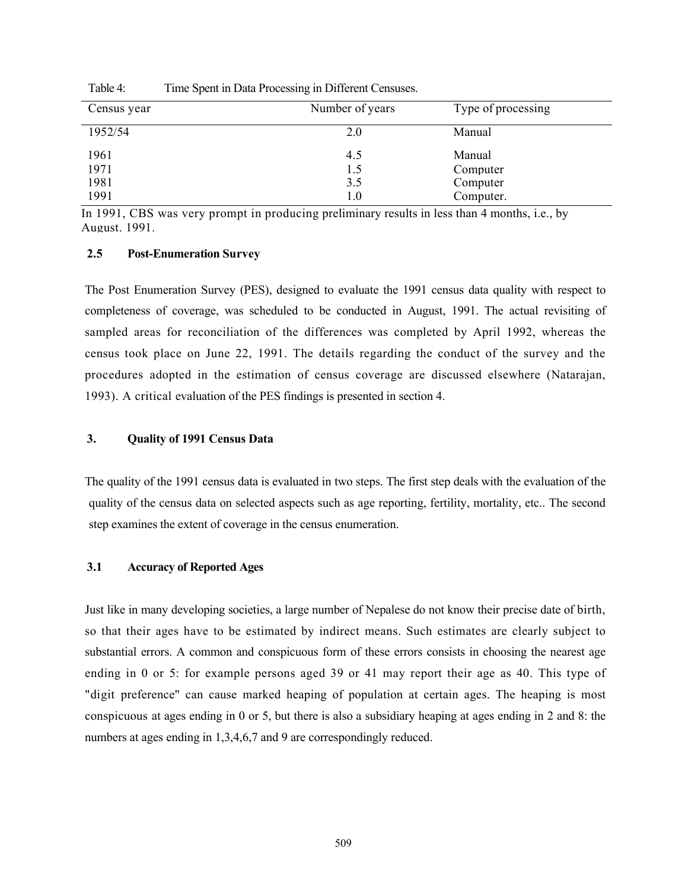Table 4: Time Spent in Data Processing in Different Censuses.

| Census year | Number of years | Type of processing |
| --- | --- | --- |
| 1952/54 | 2.0 | Manual |
| 1961 | 4.5 | Manual |
| 1971 | 1.5 | Computer |
| 1981 | 3.5 | Computer |
| 1991 | 1.0 | Computer. |

In 1991, CBS was very prompt in producing preliminary results in less than 4 months, i.e., by August. 1991.

### 2.5 Post-Enumeration Survey

The Post Enumeration Survey (PES), designed to evaluate the 1991 census data quality with respect to completeness of coverage, was scheduled to be conducted in August, 1991. The actual revisiting of sampled areas for reconciliation of the differences was completed by April 1992, whereas the census took place on June 22, 1991. The details regarding the conduct of the survey and the procedures adopted in the estimation of census coverage are discussed elsewhere (Natarajan, 1993). A critical evaluation of the PES findings is presented in section 4.

## 3. Quality of 1991 Census Data

The quality of the 1991 census data is evaluated in two steps. The first step deals with the evaluation of the quality of the census data on selected aspects such as age reporting, fertility, mortality, etc.. The second step examines the extent of coverage in the census enumeration.

### 3.1 Accuracy of Reported Ages

Just like in many developing societies, a large number of Nepalese do not know their precise date of birth, so that their ages have to be estimated by indirect means. Such estimates are clearly subject to substantial errors. A common and conspicuous form of these errors consists in choosing the nearest age ending in 0 or 5: for example persons aged 39 or 41 may report their age as 40. This type of "digit preference" can cause marked heaping of population at certain ages. The heaping is most conspicuous at ages ending in 0 or 5, but there is also a subsidiary heaping at ages ending in 2 and 8: the numbers at ages ending in 1,3,4,6,7 and 9 are correspondingly reduced.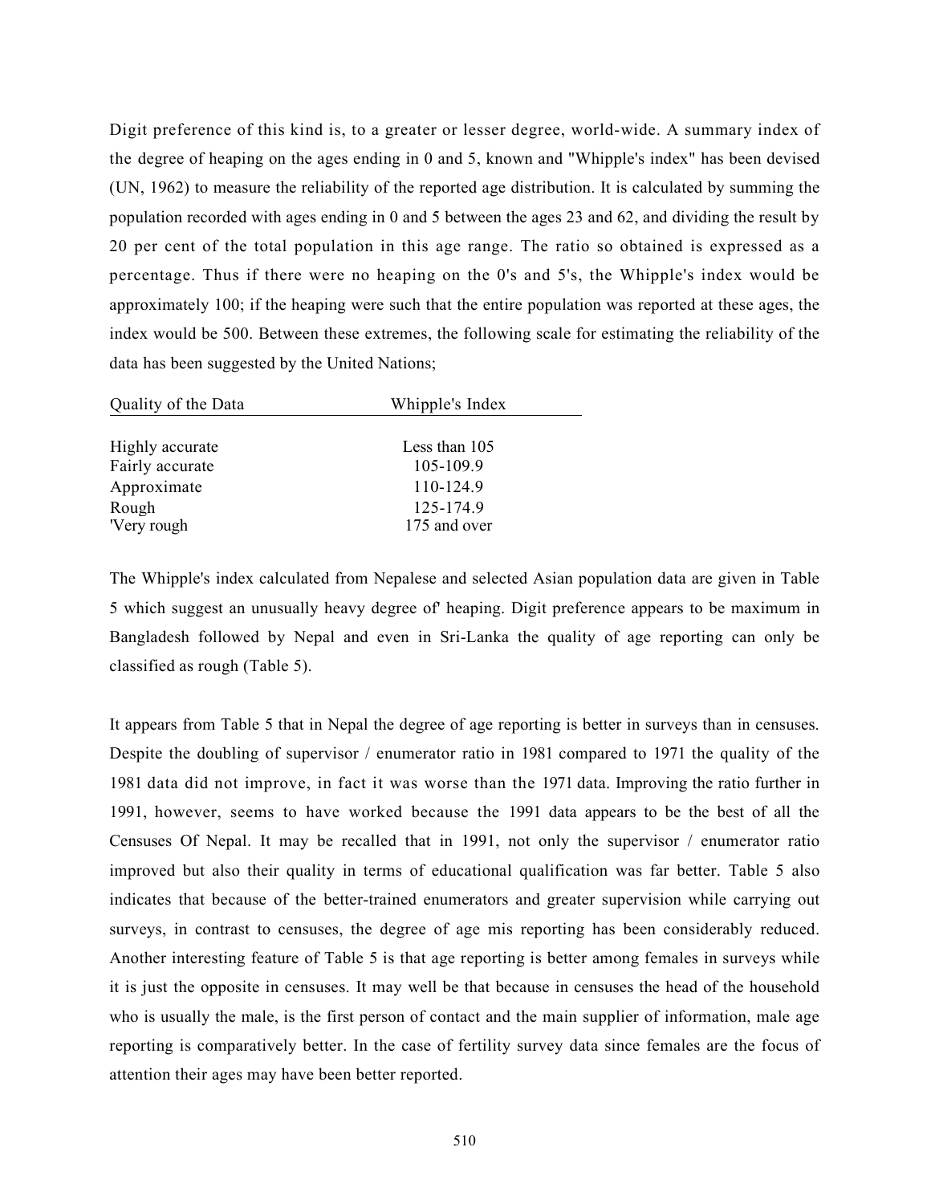Digit preference of this kind is, to a greater or lesser degree, world-wide. A summary index of the degree of heaping on the ages ending in 0 and 5, known and "Whipple's index" has been devised (UN, 1962) to measure the reliability of the reported age distribution. It is calculated by summing the population recorded with ages ending in 0 and 5 between the ages 23 and 62, and dividing the result by 20 per cent of the total population in this age range. The ratio so obtained is expressed as a percentage. Thus if there were no heaping on the 0's and 5's, the Whipple's index would be approximately 100; if the heaping were such that the entire population was reported at these ages, the index would be 500. Between these extremes, the following scale for estimating the reliability of the data has been suggested by the United Nations;

| Quality of the Data | Whipple's Index |
|---|---|
| Highly accurate | Less than 105 |
| Fairly accurate | 105-109.9 |
| Approximate | 110-124.9 |
| Rough | 125-174.9 |
| 'Very rough | 175 and over |

The Whipple's index calculated from Nepalese and selected Asian population data are given in Table 5 which suggest an unusually heavy degree of' heaping. Digit preference appears to be maximum in Bangladesh followed by Nepal and even in Sri-Lanka the quality of age reporting can only be classified as rough (Table 5).

It appears from Table 5 that in Nepal the degree of age reporting is better in surveys than in censuses. Despite the doubling of supervisor / enumerator ratio in 1981 compared to 1971 the quality of the 1981 data did not improve, in fact it was worse than the 1971 data. Improving the ratio further in 1991, however, seems to have worked because the 1991 data appears to be the best of all the Censuses Of Nepal. It may be recalled that in 1991, not only the supervisor / enumerator ratio improved but also their quality in terms of educational qualification was far better. Table 5 also indicates that because of the better-trained enumerators and greater supervision while carrying out surveys, in contrast to censuses, the degree of age mis reporting has been considerably reduced. Another interesting feature of Table 5 is that age reporting is better among females in surveys while it is just the opposite in censuses. It may well be that because in censuses the head of the household who is usually the male, is the first person of contact and the main supplier of information, male age reporting is comparatively better. In the case of fertility survey data since females are the focus of attention their ages may have been better reported.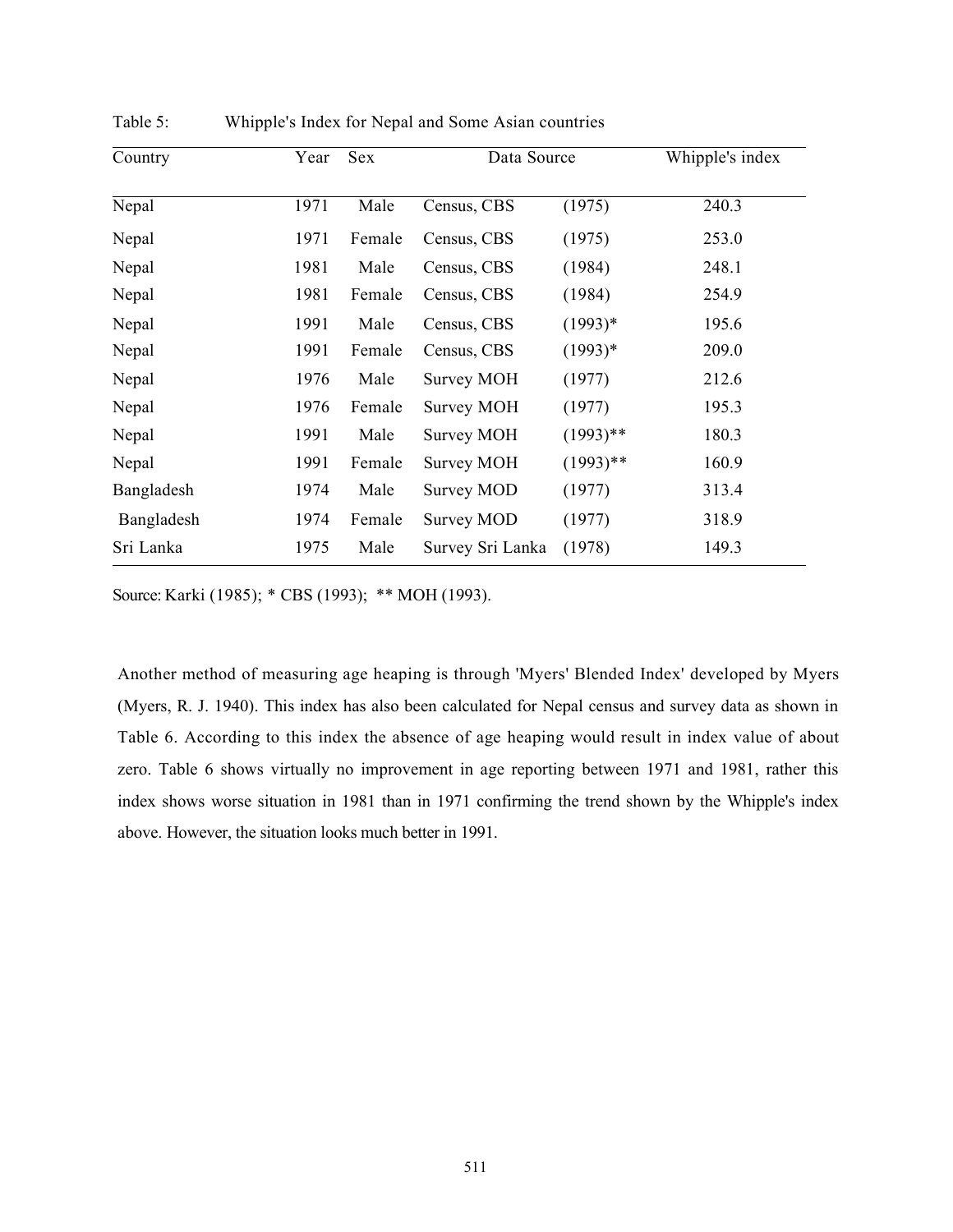Table 5: Whipple's Index for Nepal and Some Asian countries

| Country | Year | Sex | Data Source | | Whipple's index |
|---|---|---|---|---|---|
| Nepal | 1971 | Male | Census, CBS | (1975) | 240.3 |
| Nepal | 1971 | Female | Census, CBS | (1975) | 253.0 |
| Nepal | 1981 | Male | Census, CBS | (1984) | 248.1 |
| Nepal | 1981 | Female | Census, CBS | (1984) | 254.9 |
| Nepal | 1991 | Male | Census, CBS | (1993)* | 195.6 |
| Nepal | 1991 | Female | Census, CBS | (1993)* | 209.0 |
| Nepal | 1976 | Male | Survey MOH | (1977) | 212.6 |
| Nepal | 1976 | Female | Survey MOH | (1977) | 195.3 |
| Nepal | 1991 | Male | Survey MOH | (1993)** | 180.3 |
| Nepal | 1991 | Female | Survey MOH | (1993)** | 160.9 |
| Bangladesh | 1974 | Male | Survey MOD | (1977) | 313.4 |
| Bangladesh | 1974 | Female | Survey MOD | (1977) | 318.9 |
| Sri Lanka | 1975 | Male | Survey Sri Lanka | (1978) | 149.3 |

Source: Karki (1985); * CBS (1993); ** MOH (1993).

Another method of measuring age heaping is through 'Myers' Blended Index' developed by Myers (Myers, R. J. 1940). This index has also been calculated for Nepal census and survey data as shown in Table 6. According to this index the absence of age heaping would result in index value of about zero. Table 6 shows virtually no improvement in age reporting between 1971 and 1981, rather this index shows worse situation in 1981 than in 1971 confirming the trend shown by the Whipple's index above. However, the situation looks much better in 1991.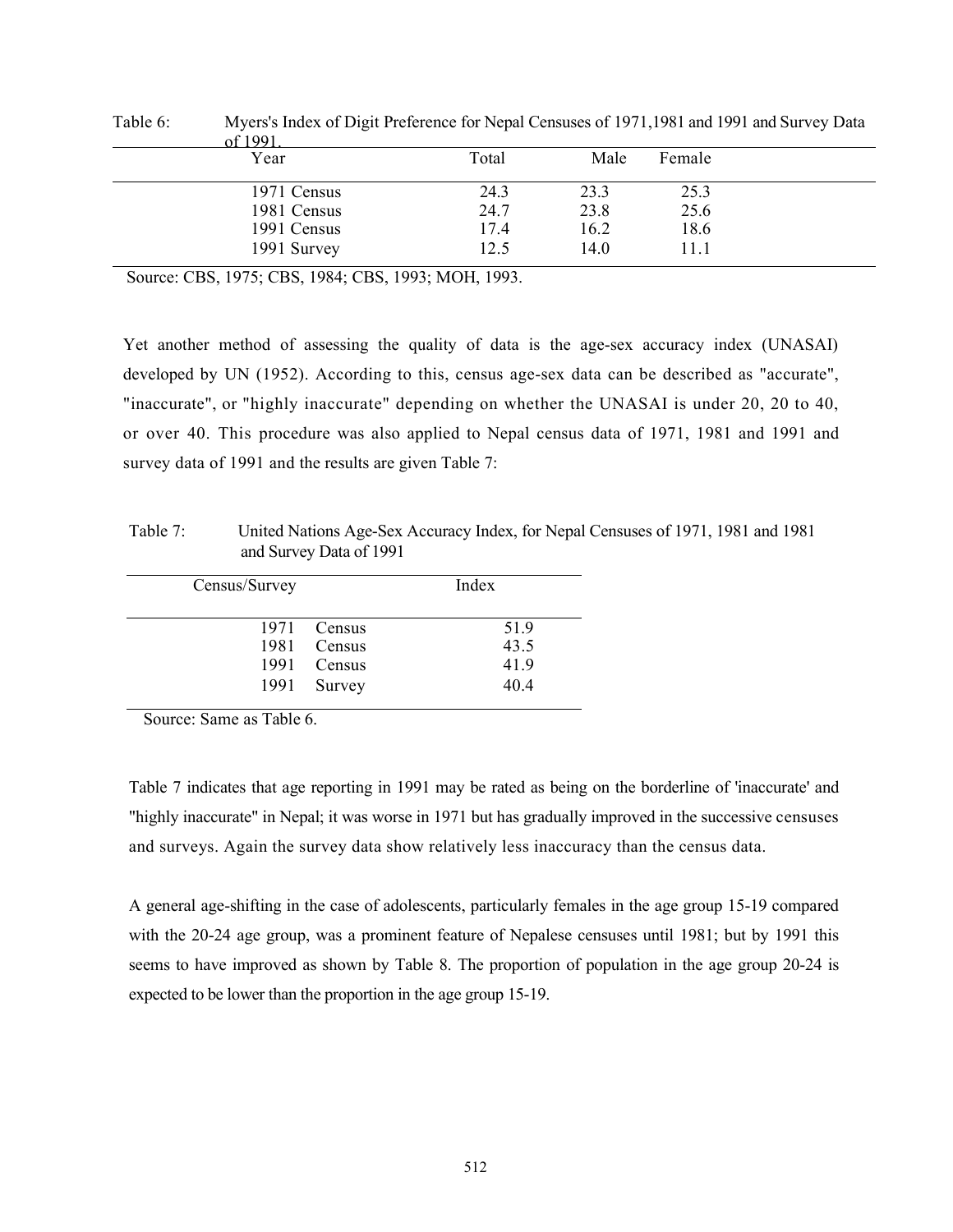Table 6: Myers's Index of Digit Preference for Nepal Censuses of 1971,1981 and 1991 and Survey Data of 1991.

| Year | Total | Male | Female |
|---|---|---|---|
| 1971 Census | 24.3 | 23.3 | 25.3 |
| 1981 Census | 24.7 | 23.8 | 25.6 |
| 1991 Census | 17.4 | 16.2 | 18.6 |
| 1991 Survey | 12.5 | 14.0 | 11.1 |

Source: CBS, 1975; CBS, 1984; CBS, 1993; MOH, 1993.

Yet another method of assessing the quality of data is the age-sex accuracy index (UNASAI) developed by UN (1952). According to this, census age-sex data can be described as "accurate", "inaccurate", or "highly inaccurate" depending on whether the UNASAI is under 20, 20 to 40, or over 40. This procedure was also applied to Nepal census data of 1971, 1981 and 1991 and survey data of 1991 and the results are given Table 7:

Table 7: United Nations Age-Sex Accuracy Index, for Nepal Censuses of 1971, 1981 and 1981 and Survey Data of 1991

| Census/Survey | Index |
|---|---|
| 1971 Census | 51.9 |
| 1981 Census | 43.5 |
| 1991 Census | 41.9 |
| 1991 Survey | 40.4 |

Source: Same as Table 6.

Table 7 indicates that age reporting in 1991 may be rated as being on the borderline of 'inaccurate' and "highly inaccurate" in Nepal; it was worse in 1971 but has gradually improved in the successive censuses and surveys. Again the survey data show relatively less inaccuracy than the census data.

A general age-shifting in the case of adolescents, particularly females in the age group 15-19 compared with the 20-24 age group, was a prominent feature of Nepalese censuses until 1981; but by 1991 this seems to have improved as shown by Table 8. The proportion of population in the age group 20-24 is expected to be lower than the proportion in the age group 15-19.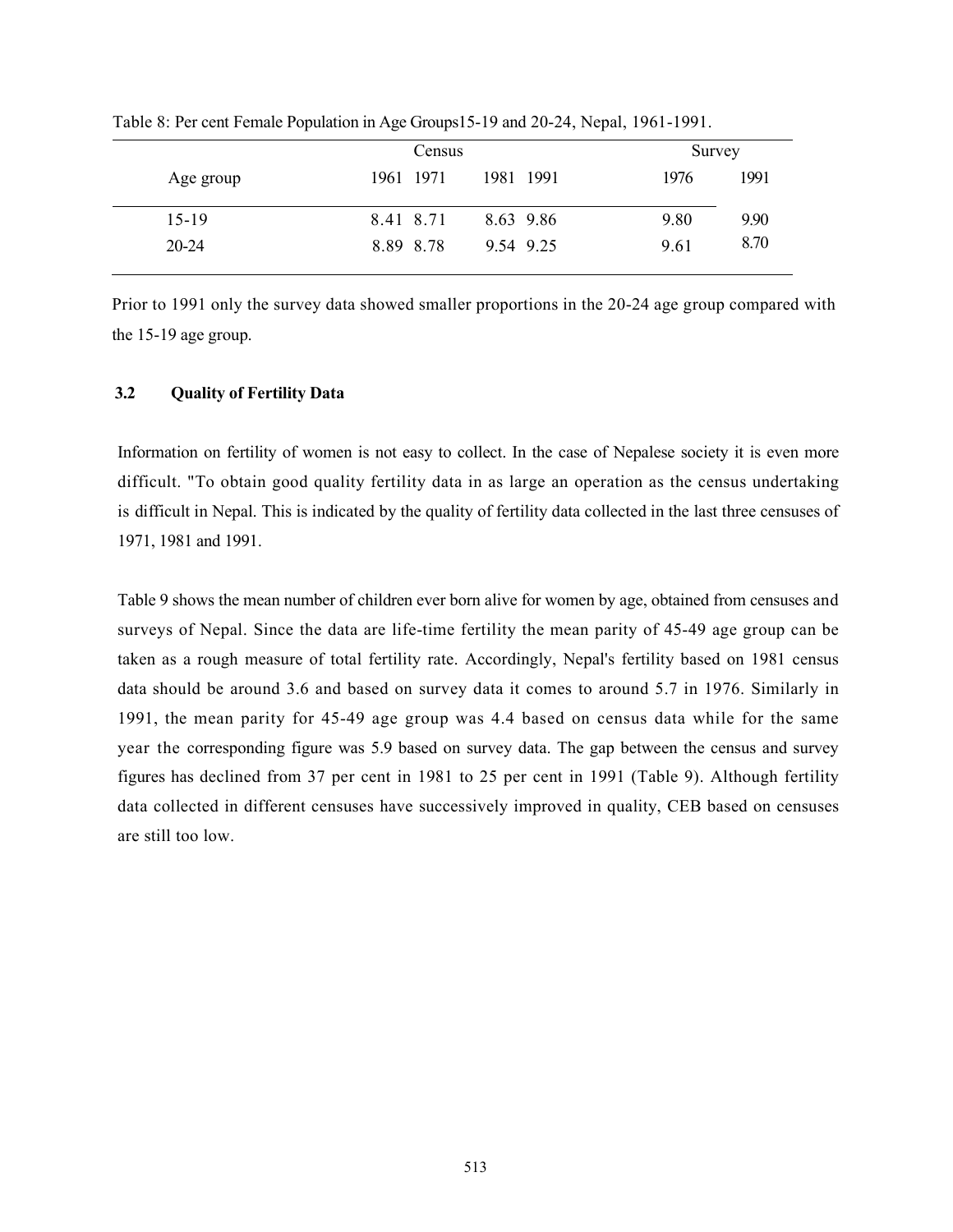Table 8: Per cent Female Population in Age Groups15-19 and 20-24, Nepal, 1961-1991.

| Age group | Census | | | | Survey | |
|---|---|---|---|---|---|---|
| | 1961 | 1971 | 1981 | 1991 | 1976 | 1991 |
| 15-19 | 8.41 | 8.71 | 8.63 | 9.86 | 9.80 | 9.90 |
| 20-24 | 8.89 | 8.78 | 9.54 | 9.25 | 9.61 | 8.70 |

Prior to 1991 only the survey data showed smaller proportions in the 20-24 age group compared with the 15-19 age group.

### 3.2 Quality of Fertility Data

Information on fertility of women is not easy to collect. In the case of Nepalese society it is even more difficult. "To obtain good quality fertility data in as large an operation as the census undertaking is difficult in Nepal. This is indicated by the quality of fertility data collected in the last three censuses of 1971, 1981 and 1991.

Table 9 shows the mean number of children ever born alive for women by age, obtained from censuses and surveys of Nepal. Since the data are life-time fertility the mean parity of 45-49 age group can be taken as a rough measure of total fertility rate. Accordingly, Nepal's fertility based on 1981 census data should be around 3.6 and based on survey data it comes to around 5.7 in 1976. Similarly in 1991, the mean parity for 45-49 age group was 4.4 based on census data while for the same year the corresponding figure was 5.9 based on survey data. The gap between the census and survey figures has declined from 37 per cent in 1981 to 25 per cent in 1991 (Table 9). Although fertility data collected in different censuses have successively improved in quality, CEB based on censuses are still too low.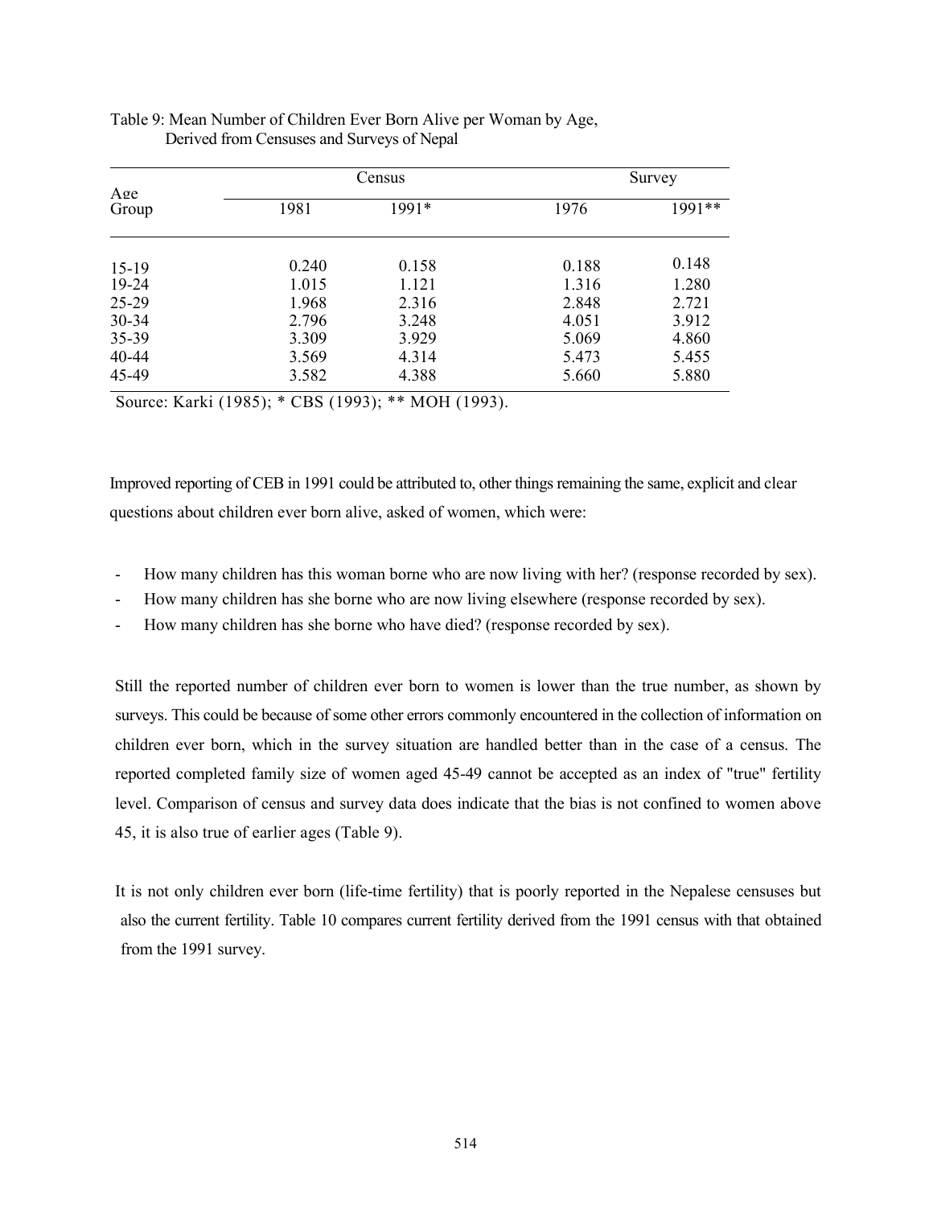Table 9: Mean Number of Children Ever Born Alive per Woman by Age, Derived from Censuses and Surveys of Nepal

| Age Group | Census | | Survey | |
|---|---|---|---|---|
| | 1981 | 1991* | 1976 | 1991** |
| 15-19 | 0.240 | 0.158 | 0.188 | 0.148 |
| 19-24 | 1.015 | 1.121 | 1.316 | 1.280 |
| 25-29 | 1.968 | 2.316 | 2.848 | 2.721 |
| 30-34 | 2.796 | 3.248 | 4.051 | 3.912 |
| 35-39 | 3.309 | 3.929 | 5.069 | 4.860 |
| 40-44 | 3.569 | 4.314 | 5.473 | 5.455 |
| 45-49 | 3.582 | 4.388 | 5.660 | 5.880 |

Source: Karki (1985); * CBS (1993); ** MOH (1993).

Improved reporting of CEB in 1991 could be attributed to, other things remaining the same, explicit and clear questions about children ever born alive, asked of women, which were:

- How many children has this woman borne who are now living with her? (response recorded by sex).
- How many children has she borne who are now living elsewhere (response recorded by sex).
- How many children has she borne who have died? (response recorded by sex).

Still the reported number of children ever born to women is lower than the true number, as shown by surveys. This could be because of some other errors commonly encountered in the collection of information on children ever born, which in the survey situation are handled better than in the case of a census. The reported completed family size of women aged 45-49 cannot be accepted as an index of "true" fertility level. Comparison of census and survey data does indicate that the bias is not confined to women above 45, it is also true of earlier ages (Table 9).

It is not only children ever born (life-time fertility) that is poorly reported in the Nepalese censuses but also the current fertility. Table 10 compares current fertility derived from the 1991 census with that obtained from the 1991 survey.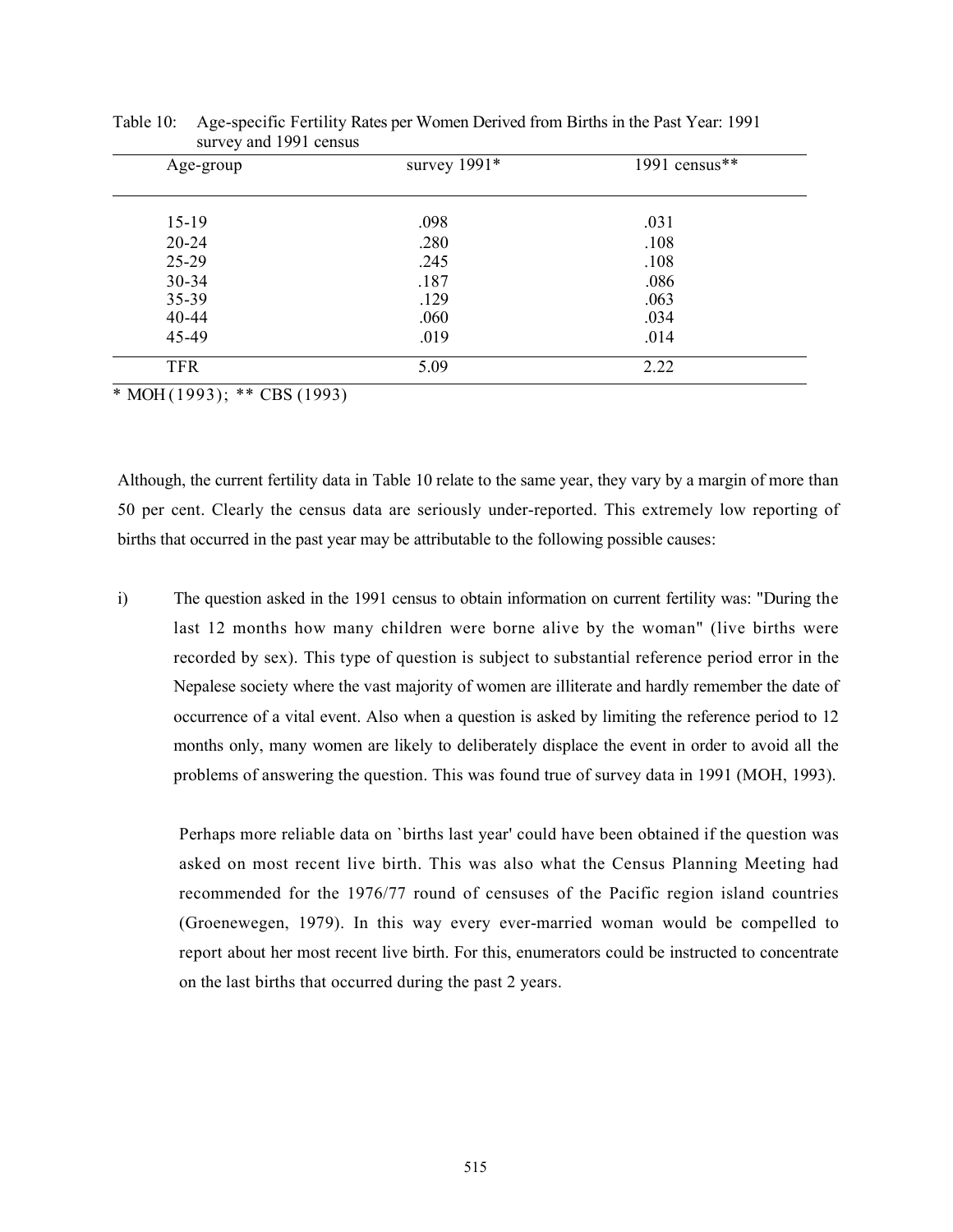Table 10: Age-specific Fertility Rates per Women Derived from Births in the Past Year: 1991 survey and 1991 census

| Age-group | survey 1991* | 1991 census** |
|---|---|---|
| 15-19 | .098 | .031 |
| 20-24 | .280 | .108 |
| 25-29 | .245 | .108 |
| 30-34 | .187 | .086 |
| 35-39 | .129 | .063 |
| 40-44 | .060 | .034 |
| 45-49 | .019 | .014 |
| TFR | 5.09 | 2.22 |

\* MOH (1993); ** CBS (1993)

Although, the current fertility data in Table 10 relate to the same year, they vary by a margin of more than 50 per cent. Clearly the census data are seriously under-reported. This extremely low reporting of births that occurred in the past year may be attributable to the following possible causes:

i) The question asked in the 1991 census to obtain information on current fertility was: "During the last 12 months how many children were borne alive by the woman" (live births were recorded by sex). This type of question is subject to substantial reference period error in the Nepalese society where the vast majority of women are illiterate and hardly remember the date of occurrence of a vital event. Also when a question is asked by limiting the reference period to 12 months only, many women are likely to deliberately displace the event in order to avoid all the problems of answering the question. This was found true of survey data in 1991 (MOH, 1993).

   Perhaps more reliable data on `births last year' could have been obtained if the question was asked on most recent live birth. This was also what the Census Planning Meeting had recommended for the 1976/77 round of censuses of the Pacific region island countries (Groenewegen, 1979). In this way every ever-married woman would be compelled to report about her most recent live birth. For this, enumerators could be instructed to concentrate on the last births that occurred during the past 2 years.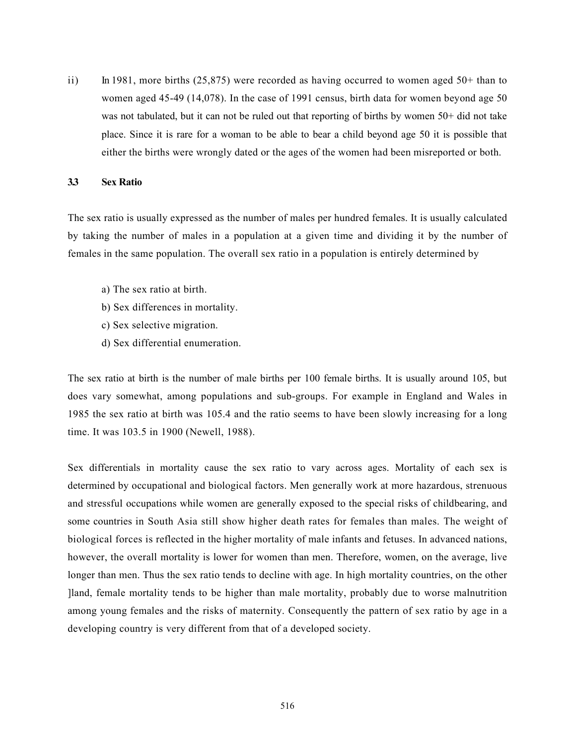ii) In 1981, more births (25,875) were recorded as having occurred to women aged 50+ than to women aged 45-49 (14,078). In the case of 1991 census, birth data for women beyond age 50 was not tabulated, but it can not be ruled out that reporting of births by women 50+ did not take place. Since it is rare for a woman to be able to bear a child beyond age 50 it is possible that either the births were wrongly dated or the ages of the women had been misreported or both.

### 3.3 Sex Ratio

The sex ratio is usually expressed as the number of males per hundred females. It is usually calculated by taking the number of males in a population at a given time and dividing it by the number of females in the same population. The overall sex ratio in a population is entirely determined by

a) The sex ratio at birth.
b) Sex differences in mortality.
c) Sex selective migration.
d) Sex differential enumeration.

The sex ratio at birth is the number of male births per 100 female births. It is usually around 105, but does vary somewhat, among populations and sub-groups. For example in England and Wales in 1985 the sex ratio at birth was 105.4 and the ratio seems to have been slowly increasing for a long time. It was 103.5 in 1900 (Newell, 1988).

Sex differentials in mortality cause the sex ratio to vary across ages. Mortality of each sex is determined by occupational and biological factors. Men generally work at more hazardous, strenuous and stressful occupations while women are generally exposed to the special risks of childbearing, and some countries in South Asia still show higher death rates for females than males. The weight of biological forces is reflected in the higher mortality of male infants and fetuses. In advanced nations, however, the overall mortality is lower for women than men. Therefore, women, on the average, live longer than men. Thus the sex ratio tends to decline with age. In high mortality countries, on the other ]land, female mortality tends to be higher than male mortality, probably due to worse malnutrition among young females and the risks of maternity. Consequently the pattern of sex ratio by age in a developing country is very different from that of a developed society.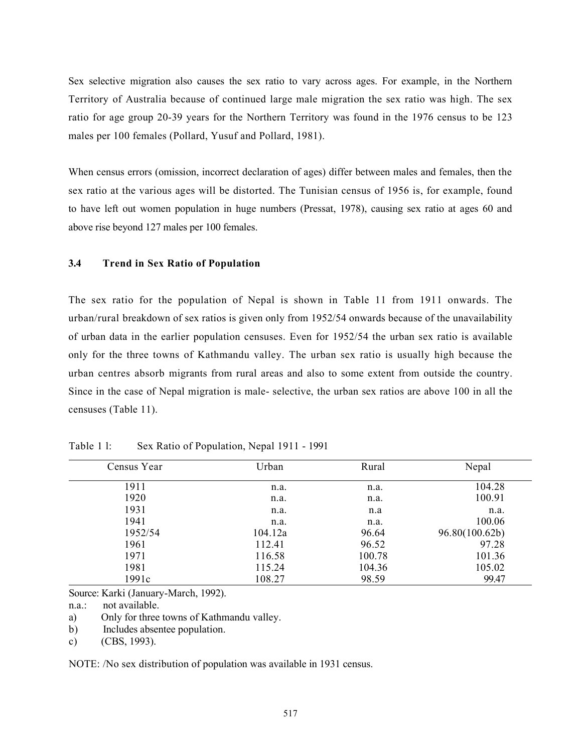Sex selective migration also causes the sex ratio to vary across ages. For example, in the Northern Territory of Australia because of continued large male migration the sex ratio was high. The sex ratio for age group 20-39 years for the Northern Territory was found in the 1976 census to be 123 males per 100 females (Pollard, Yusuf and Pollard, 1981).

When census errors (omission, incorrect declaration of ages) differ between males and females, then the sex ratio at the various ages will be distorted. The Tunisian census of 1956 is, for example, found to have left out women population in huge numbers (Pressat, 1978), causing sex ratio at ages 60 and above rise beyond 127 males per 100 females.

### 3.4 Trend in Sex Ratio of Population

The sex ratio for the population of Nepal is shown in Table 11 from 1911 onwards. The urban/rural breakdown of sex ratios is given only from 1952/54 onwards because of the unavailability of urban data in the earlier population censuses. Even for 1952/54 the urban sex ratio is available only for the three towns of Kathmandu valley. The urban sex ratio is usually high because the urban centres absorb migrants from rural areas and also to some extent from outside the country. Since in the case of Nepal migration is male- selective, the urban sex ratios are above 100 in all the censuses (Table 11).

Table 1 l: Sex Ratio of Population, Nepal 1911 - 1991

| Census Year | Urban | Rural | Nepal |
|---|---|---|---|
| 1911 | n.a. | n.a. | 104.28 |
| 1920 | n.a. | n.a. | 100.91 |
| 1931 | n.a. | n.a | n.a. |
| 1941 | n.a. | n.a. | 100.06 |
| 1952/54 | 104.12a | 96.64 | 96.80(100.62b) |
| 1961 | 112.41 | 96.52 | 97.28 |
| 1971 | 116.58 | 100.78 | 101.36 |
| 1981 | 115.24 | 104.36 | 105.02 |
| 1991c | 108.27 | 98.59 | 99.47 |

Source: Karki (January-March, 1992).

n.a.: not available.

a) Only for three towns of Kathmandu valley.

b) Includes absentee population.

c) (CBS, 1993).

NOTE: /No sex distribution of population was available in 1931 census.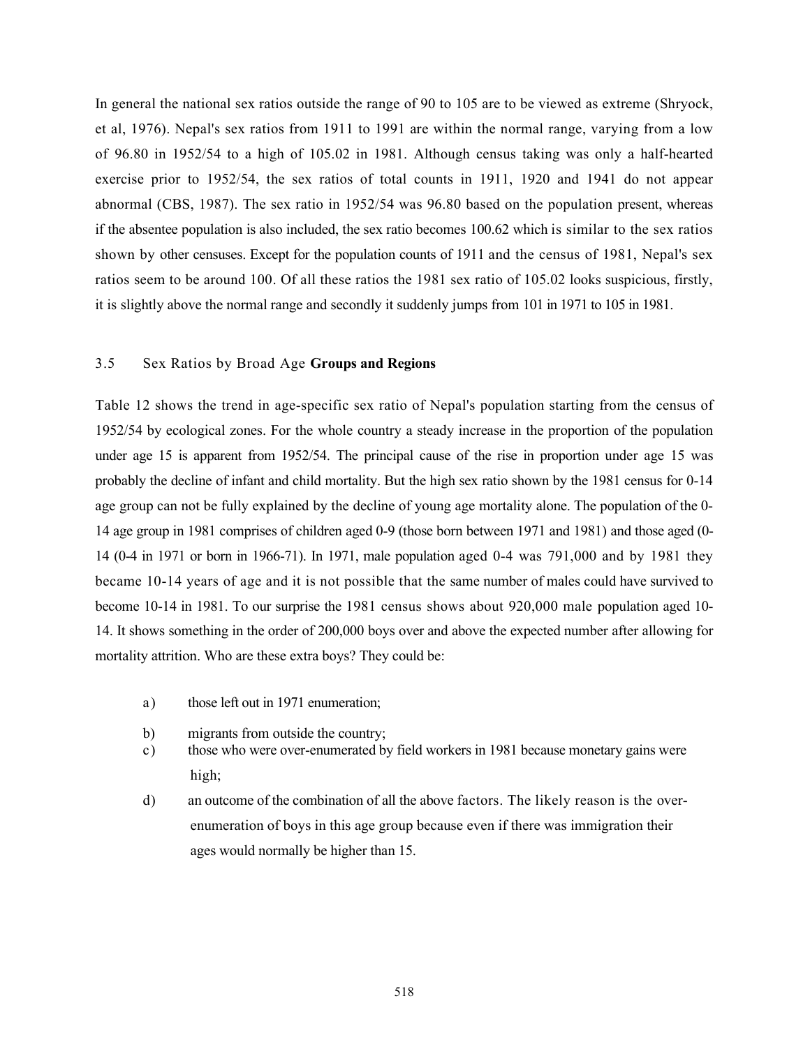In general the national sex ratios outside the range of 90 to 105 are to be viewed as extreme (Shryock, et al, 1976). Nepal's sex ratios from 1911 to 1991 are within the normal range, varying from a low of 96.80 in 1952/54 to a high of 105.02 in 1981. Although census taking was only a half-hearted exercise prior to 1952/54, the sex ratios of total counts in 1911, 1920 and 1941 do not appear abnormal (CBS, 1987). The sex ratio in 1952/54 was 96.80 based on the population present, whereas if the absentee population is also included, the sex ratio becomes 100.62 which is similar to the sex ratios shown by other censuses. Except for the population counts of 1911 and the census of 1981, Nepal's sex ratios seem to be around 100. Of all these ratios the 1981 sex ratio of 105.02 looks suspicious, firstly, it is slightly above the normal range and secondly it suddenly jumps from 101 in 1971 to 105 in 1981.

### 3.5 Sex Ratios by Broad Age **Groups and Regions**

Table 12 shows the trend in age-specific sex ratio of Nepal's population starting from the census of 1952/54 by ecological zones. For the whole country a steady increase in the proportion of the population under age 15 is apparent from 1952/54. The principal cause of the rise in proportion under age 15 was probably the decline of infant and child mortality. But the high sex ratio shown by the 1981 census for 0-14 age group can not be fully explained by the decline of young age mortality alone. The population of the 0-14 age group in 1981 comprises of children aged 0-9 (those born between 1971 and 1981) and those aged (0-14 (0-4 in 1971 or born in 1966-71). In 1971, male population aged 0-4 was 791,000 and by 1981 they became 10-14 years of age and it is not possible that the same number of males could have survived to become 10-14 in 1981. To our surprise the 1981 census shows about 920,000 male population aged 10-14. It shows something in the order of 200,000 boys over and above the expected number after allowing for mortality attrition. Who are these extra boys? They could be:

a) those left out in 1971 enumeration;

b) migrants from outside the country;

c) those who were over-enumerated by field workers in 1981 because monetary gains were high;

d) an outcome of the combination of all the above factors. The likely reason is the over-enumeration of boys in this age group because even if there was immigration their ages would normally be higher than 15.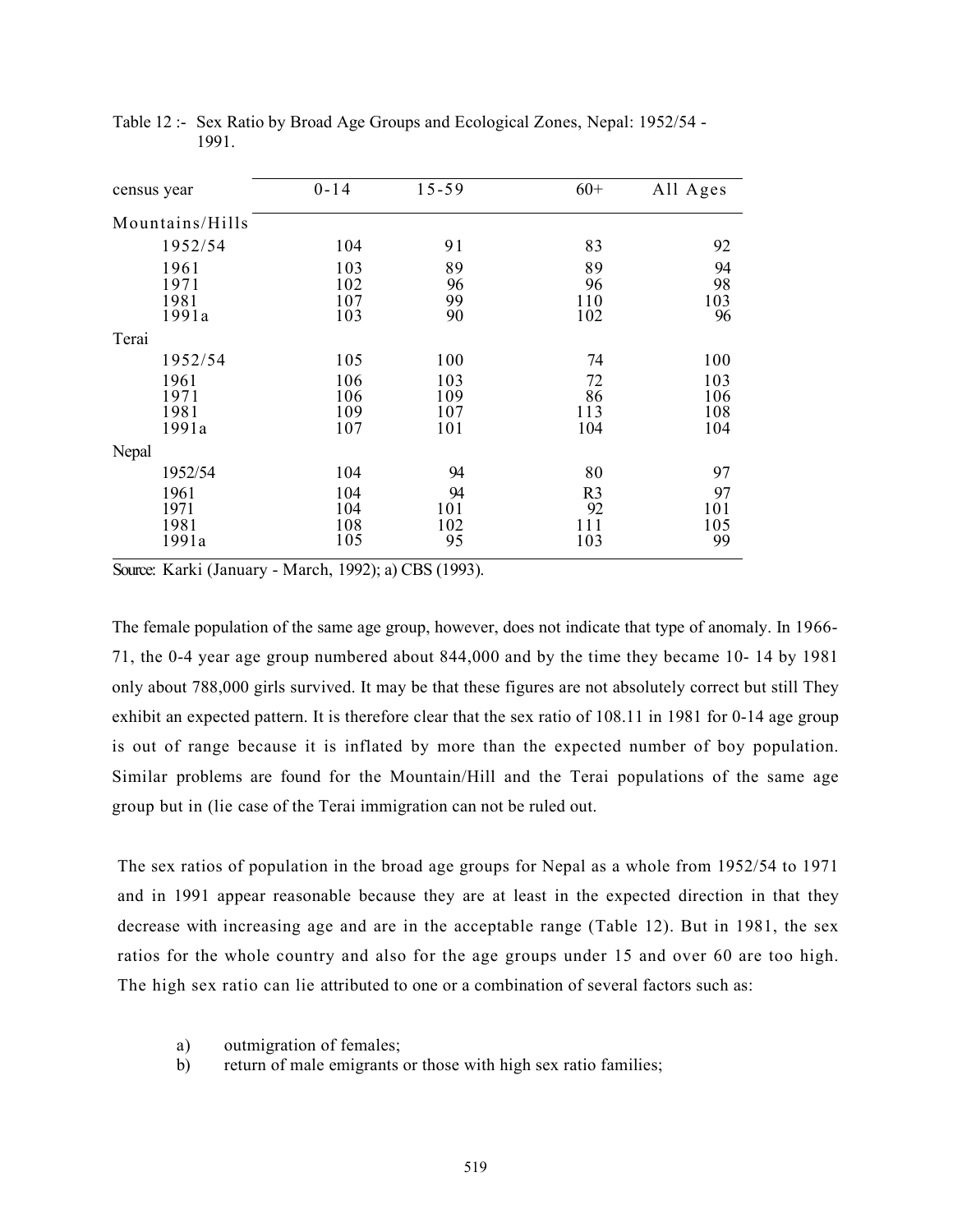Table 12 :- Sex Ratio by Broad Age Groups and Ecological Zones, Nepal: 1952/54 - 1991.

| census year | 0-14 | 15-59 | 60+ | All Ages |
|---|---|---|---|---|
| Mountains/Hills | | | | |
| 1952/54 | 104 | 91 | 83 | 92 |
| 1961 | 103 | 89 | 89 | 94 |
| 1971 | 102 | 96 | 96 | 98 |
| 1981 | 107 | 99 | 110 | 103 |
| 1991a | 103 | 90 | 102 | 96 |
| Terai | | | | |
| 1952/54 | 105 | 100 | 74 | 100 |
| 1961 | 106 | 103 | 72 | 103 |
| 1971 | 106 | 109 | 86 | 106 |
| 1981 | 109 | 107 | 113 | 108 |
| 1991a | 107 | 101 | 104 | 104 |
| Nepal | | | | |
| 1952/54 | 104 | 94 | 80 | 97 |
| 1961 | 104 | 94 | R3 | 97 |
| 1971 | 104 | 101 | 92 | 101 |
| 1981 | 108 | 102 | 111 | 105 |
| 1991a | 105 | 95 | 103 | 99 |

Source: Karki (January - March, 1992); a) CBS (1993).

The female population of the same age group, however, does not indicate that type of anomaly. In 1966-71, the 0-4 year age group numbered about 844,000 and by the time they became 10- 14 by 1981 only about 788,000 girls survived. It may be that these figures are not absolutely correct but still They exhibit an expected pattern. It is therefore clear that the sex ratio of 108.11 in 1981 for 0-14 age group is out of range because it is inflated by more than the expected number of boy population. Similar problems are found for the Mountain/Hill and the Terai populations of the same age group but in (lie case of the Terai immigration can not be ruled out.

The sex ratios of population in the broad age groups for Nepal as a whole from 1952/54 to 1971 and in 1991 appear reasonable because they are at least in the expected direction in that they decrease with increasing age and are in the acceptable range (Table 12). But in 1981, the sex ratios for the whole country and also for the age groups under 15 and over 60 are too high. The high sex ratio can lie attributed to one or a combination of several factors such as:

a) outmigration of females;
b) return of male emigrants or those with high sex ratio families;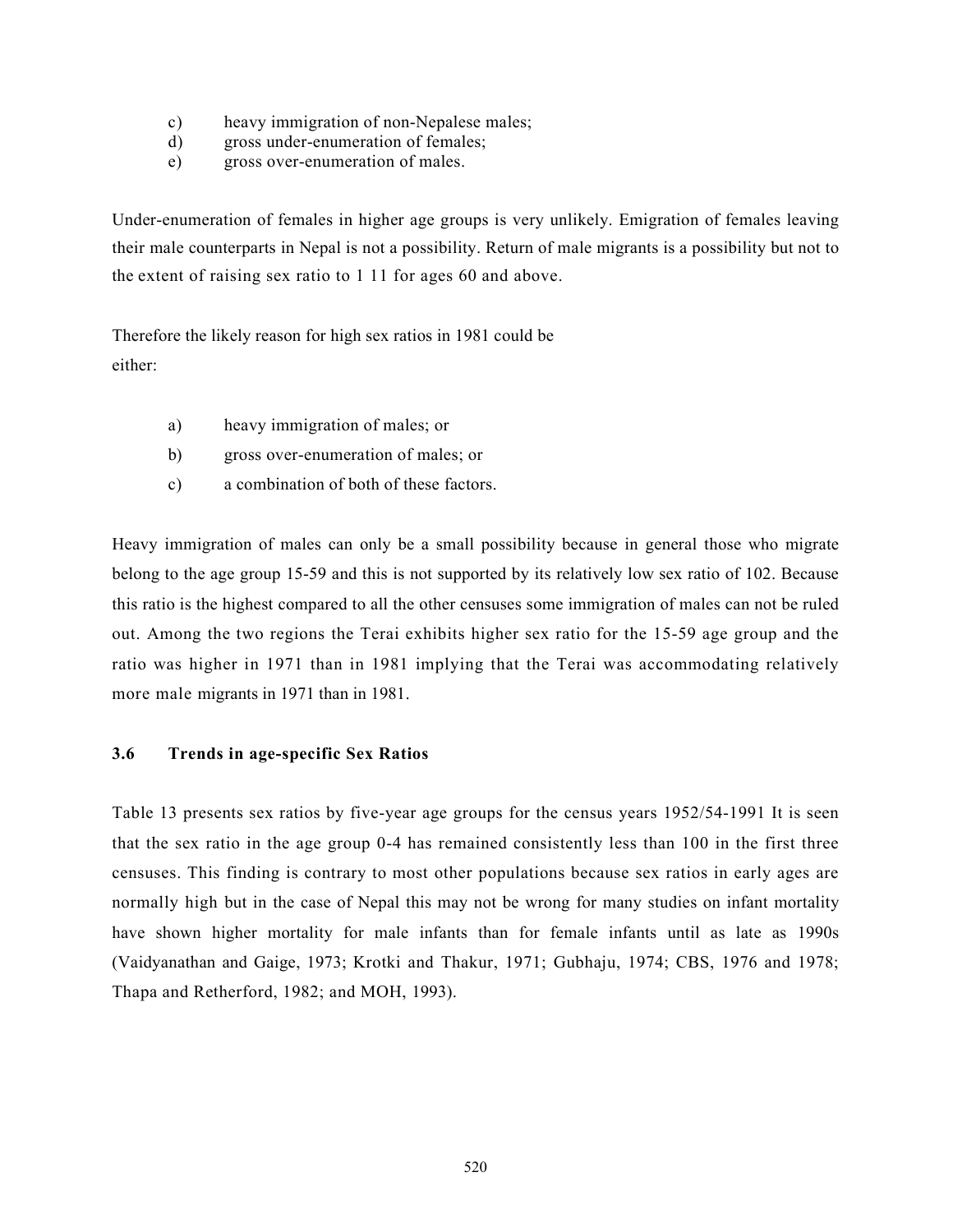c) heavy immigration of non-Nepalese males;
d) gross under-enumeration of females;
e) gross over-enumeration of males.

Under-enumeration of females in higher age groups is very unlikely. Emigration of females leaving their male counterparts in Nepal is not a possibility. Return of male migrants is a possibility but not to the extent of raising sex ratio to 1 11 for ages 60 and above.

Therefore the likely reason for high sex ratios in 1981 could be either:

a) heavy immigration of males; or
b) gross over-enumeration of males; or
c) a combination of both of these factors.

Heavy immigration of males can only be a small possibility because in general those who migrate belong to the age group 15-59 and this is not supported by its relatively low sex ratio of 102. Because this ratio is the highest compared to all the other censuses some immigration of males can not be ruled out. Among the two regions the Terai exhibits higher sex ratio for the 15-59 age group and the ratio was higher in 1971 than in 1981 implying that the Terai was accommodating relatively more male migrants in 1971 than in 1981.

### 3.6 Trends in age-specific Sex Ratios

Table 13 presents sex ratios by five-year age groups for the census years 1952/54-1991 It is seen that the sex ratio in the age group 0-4 has remained consistently less than 100 in the first three censuses. This finding is contrary to most other populations because sex ratios in early ages are normally high but in the case of Nepal this may not be wrong for many studies on infant mortality have shown higher mortality for male infants than for female infants until as late as 1990s (Vaidyanathan and Gaige, 1973; Krotki and Thakur, 1971; Gubhaju, 1974; CBS, 1976 and 1978; Thapa and Retherford, 1982; and MOH, 1993).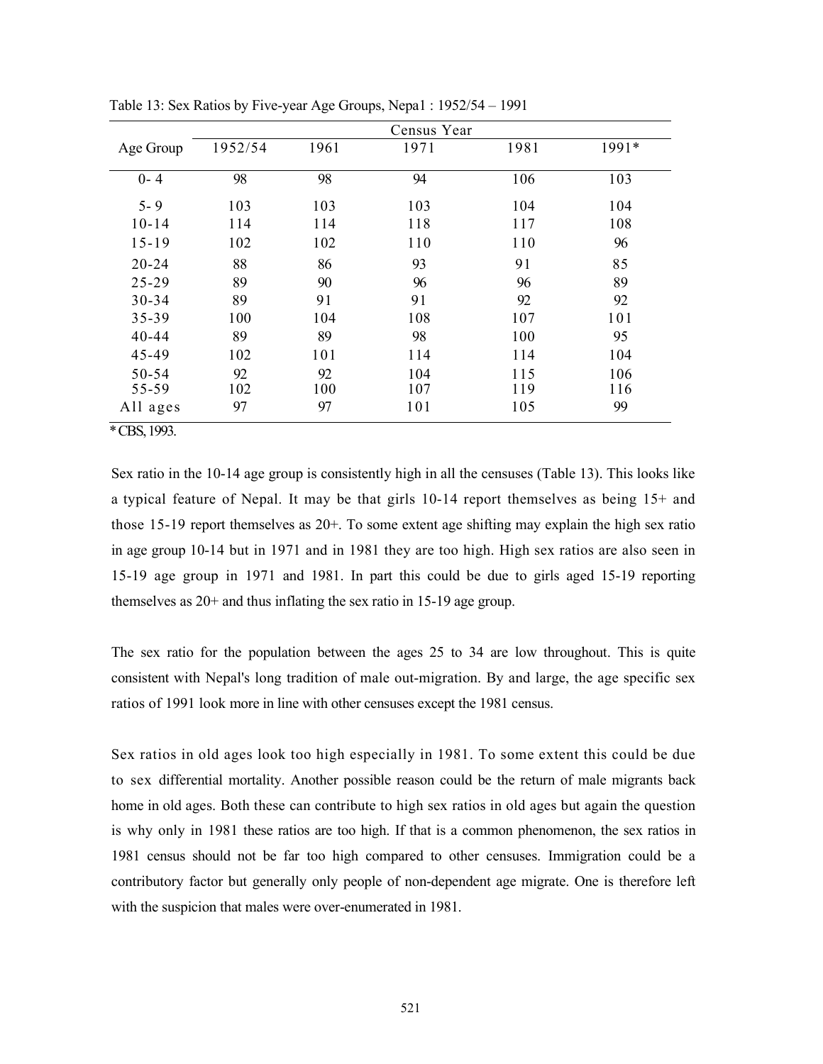Table 13: Sex Ratios by Five-year Age Groups, Nepa1 : 1952/54 – 1991

| Age Group | Census Year 1952/54 | 1961 | 1971 | 1981 | 1991* |
|---|---|---|---|---|---|
| 0- 4 | 98 | 98 | 94 | 106 | 103 |
| 5- 9 | 103 | 103 | 103 | 104 | 104 |
| 10-14 | 114 | 114 | 118 | 117 | 108 |
| 15-19 | 102 | 102 | 110 | 110 | 96 |
| 20-24 | 88 | 86 | 93 | 91 | 85 |
| 25-29 | 89 | 90 | 96 | 96 | 89 |
| 30-34 | 89 | 91 | 91 | 92 | 92 |
| 35-39 | 100 | 104 | 108 | 107 | 101 |
| 40-44 | 89 | 89 | 98 | 100 | 95 |
| 45-49 | 102 | 101 | 114 | 114 | 104 |
| 50-54 | 92 | 92 | 104 | 115 | 106 |
| 55-59 | 102 | 100 | 107 | 119 | 116 |
| All ages | 97 | 97 | 101 | 105 | 99 |

* CBS, 1993.

Sex ratio in the 10-14 age group is consistently high in all the censuses (Table 13). This looks like a typical feature of Nepal. It may be that girls 10-14 report themselves as being 15+ and those 15-19 report themselves as 20+. To some extent age shifting may explain the high sex ratio in age group 10-14 but in 1971 and in 1981 they are too high. High sex ratios are also seen in 15-19 age group in 1971 and 1981. In part this could be due to girls aged 15-19 reporting themselves as 20+ and thus inflating the sex ratio in 15-19 age group.

The sex ratio for the population between the ages 25 to 34 are low throughout. This is quite consistent with Nepal's long tradition of male out-migration. By and large, the age specific sex ratios of 1991 look more in line with other censuses except the 1981 census.

Sex ratios in old ages look too high especially in 1981. To some extent this could be due to sex differential mortality. Another possible reason could be the return of male migrants back home in old ages. Both these can contribute to high sex ratios in old ages but again the question is why only in 1981 these ratios are too high. If that is a common phenomenon, the sex ratios in 1981 census should not be far too high compared to other censuses. Immigration could be a contributory factor but generally only people of non-dependent age migrate. One is therefore left with the suspicion that males were over-enumerated in 1981.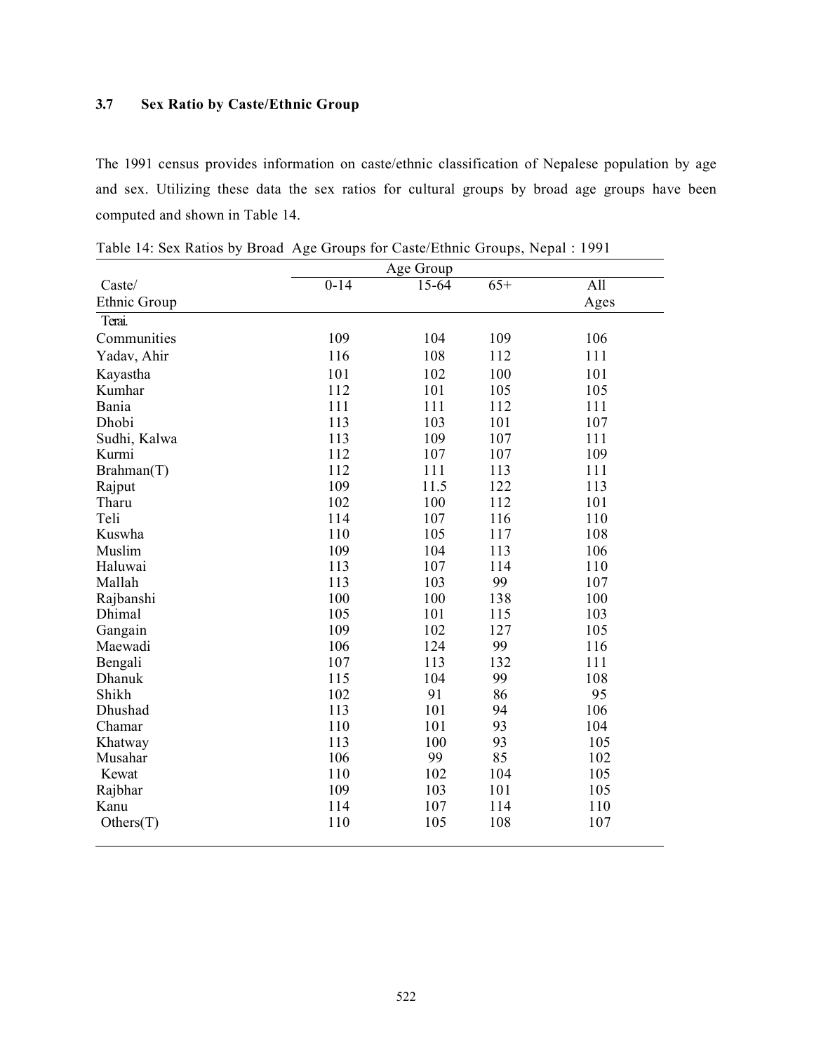### 3.7 Sex Ratio by Caste/Ethnic Group

The 1991 census provides information on caste/ethnic classification of Nepalese population by age and sex. Utilizing these data the sex ratios for cultural groups by broad age groups have been computed and shown in Table 14.

Table 14: Sex Ratios by Broad Age Groups for Caste/Ethnic Groups, Nepal : 1991

| Caste/ Ethnic Group | Age Group | | | |
|---|---|---|---|---|
| | 0-14 | 15-64 | 65+ | All Ages |
| Terai. | | | | |
| Communities | 109 | 104 | 109 | 106 |
| Yadav, Ahir | 116 | 108 | 112 | 111 |
| Kayastha | 101 | 102 | 100 | 101 |
| Kumhar | 112 | 101 | 105 | 105 |
| Bania | 111 | 111 | 112 | 111 |
| Dhobi | 113 | 103 | 101 | 107 |
| Sudhi, Kalwa | 113 | 109 | 107 | 111 |
| Kurmi | 112 | 107 | 107 | 109 |
| Brahman(T) | 112 | 111 | 113 | 111 |
| Rajput | 109 | 11.5 | 122 | 113 |
| Tharu | 102 | 100 | 112 | 101 |
| Teli | 114 | 107 | 116 | 110 |
| Kuswha | 110 | 105 | 117 | 108 |
| Muslim | 109 | 104 | 113 | 106 |
| Haluwai | 113 | 107 | 114 | 110 |
| Mallah | 113 | 103 | 99 | 107 |
| Rajbanshi | 100 | 100 | 138 | 100 |
| Dhimal | 105 | 101 | 115 | 103 |
| Gangain | 109 | 102 | 127 | 105 |
| Maewadi | 106 | 124 | 99 | 116 |
| Bengali | 107 | 113 | 132 | 111 |
| Dhanuk | 115 | 104 | 99 | 108 |
| Shikh | 102 | 91 | 86 | 95 |
| Dhushad | 113 | 101 | 94 | 106 |
| Chamar | 110 | 101 | 93 | 104 |
| Khatway | 113 | 100 | 93 | 105 |
| Musahar | 106 | 99 | 85 | 102 |
| Kewat | 110 | 102 | 104 | 105 |
| Rajbhar | 109 | 103 | 101 | 105 |
| Kanu | 114 | 107 | 114 | 110 |
| Others(T) | 110 | 105 | 108 | 107 |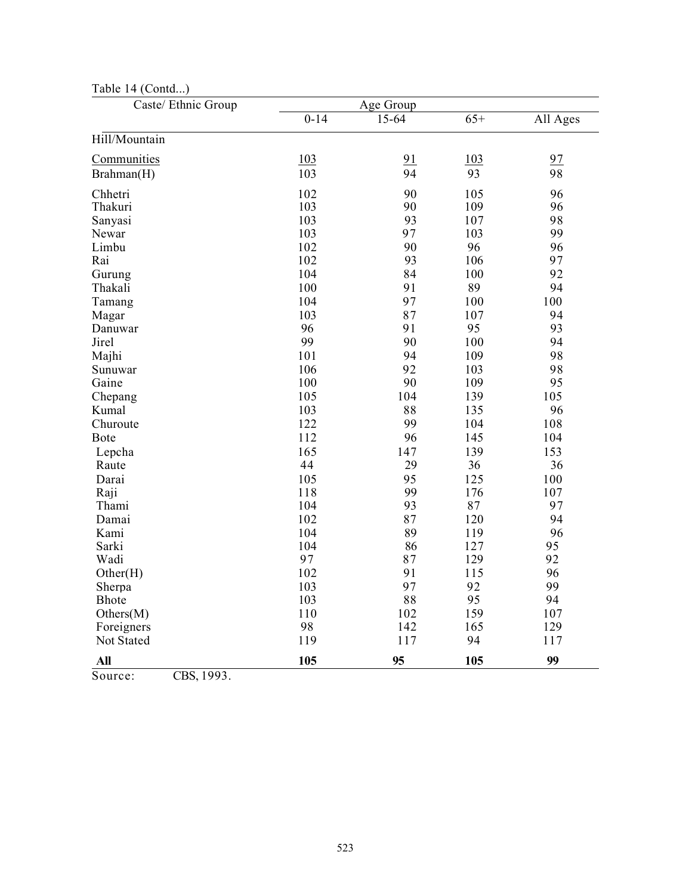Table 14 (Contd...)

| Caste/ Ethnic Group | Age Group | | | |
|---|---|---|---|---|
| | 0-14 | 15-64 | 65+ | All Ages |
| Hill/Mountain | | | | |
| Communities | 103 | 91 | 103 | 97 |
| Brahman(H) | 103 | 94 | 93 | 98 |
| Chhetri | 102 | 90 | 105 | 96 |
| Thakuri | 103 | 90 | 109 | 96 |
| Sanyasi | 103 | 93 | 107 | 98 |
| Newar | 103 | 97 | 103 | 99 |
| Limbu | 102 | 90 | 96 | 96 |
| Rai | 102 | 93 | 106 | 97 |
| Gurung | 104 | 84 | 100 | 92 |
| Thakali | 100 | 91 | 89 | 94 |
| Tamang | 104 | 97 | 100 | 100 |
| Magar | 103 | 87 | 107 | 94 |
| Danuwar | 96 | 91 | 95 | 93 |
| Jirel | 99 | 90 | 100 | 94 |
| Majhi | 101 | 94 | 109 | 98 |
| Sunuwar | 106 | 92 | 103 | 98 |
| Gaine | 100 | 90 | 109 | 95 |
| Chepang | 105 | 104 | 139 | 105 |
| Kumal | 103 | 88 | 135 | 96 |
| Churoute | 122 | 99 | 104 | 108 |
| Bote | 112 | 96 | 145 | 104 |
| Lepcha | 165 | 147 | 139 | 153 |
| Raute | 44 | 29 | 36 | 36 |
| Darai | 105 | 95 | 125 | 100 |
| Raji | 118 | 99 | 176 | 107 |
| Thami | 104 | 93 | 87 | 97 |
| Damai | 102 | 87 | 120 | 94 |
| Kami | 104 | 89 | 119 | 96 |
| Sarki | 104 | 86 | 127 | 95 |
| Wadi | 97 | 87 | 129 | 92 |
| Other(H) | 102 | 91 | 115 | 96 |
| Sherpa | 103 | 97 | 92 | 99 |
| Bhote | 103 | 88 | 95 | 94 |
| Others(M) | 110 | 102 | 159 | 107 |
| Foreigners | 98 | 142 | 165 | 129 |
| Not Stated | 119 | 117 | 94 | 117 |
| **All** | **105** | **95** | **105** | **99** |

Source: CBS, 1993.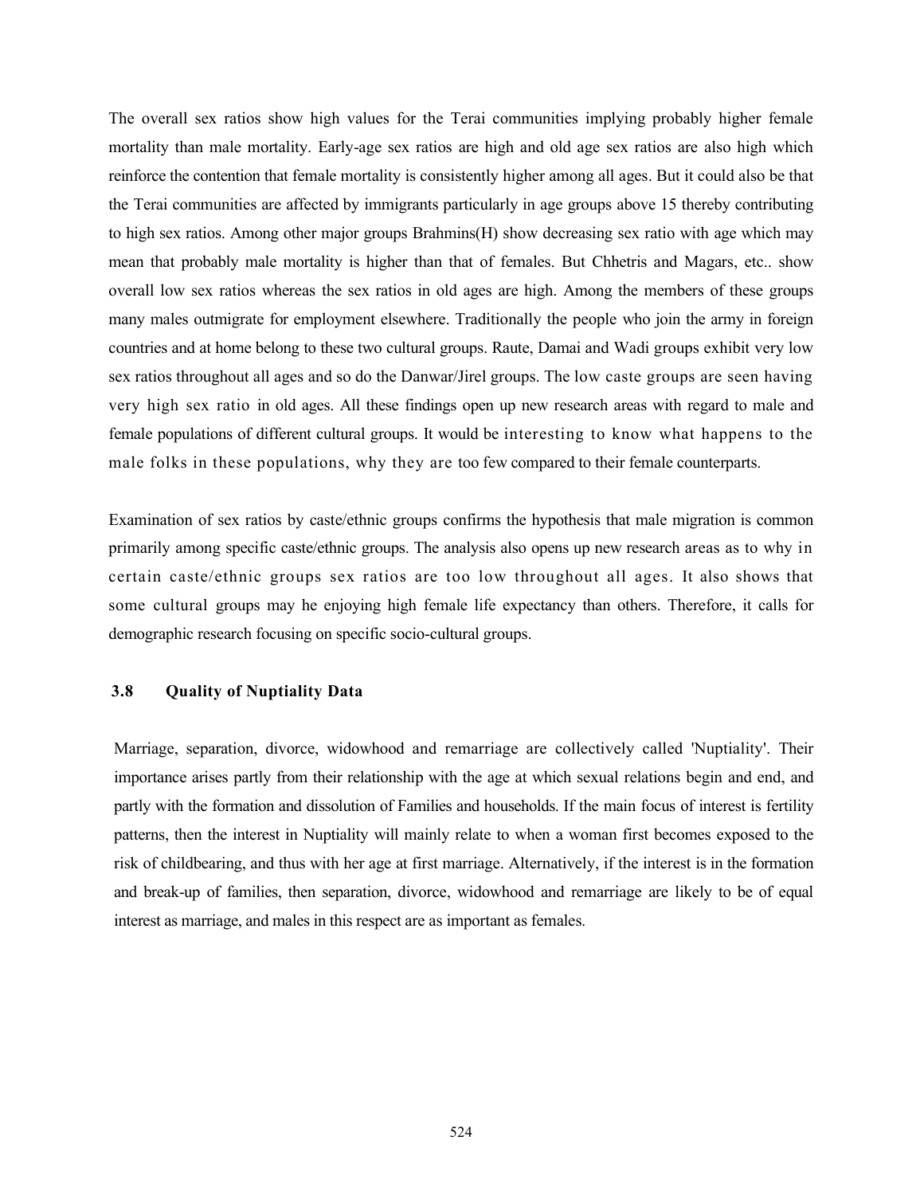The overall sex ratios show high values for the Terai communities implying probably higher female mortality than male mortality. Early-age sex ratios are high and old age sex ratios are also high which reinforce the contention that female mortality is consistently higher among all ages. But it could also be that the Terai communities are affected by immigrants particularly in age groups above 15 thereby contributing to high sex ratios. Among other major groups Brahmins(H) show decreasing sex ratio with age which may mean that probably male mortality is higher than that of females. But Chhetris and Magars, etc.. show overall low sex ratios whereas the sex ratios in old ages are high. Among the members of these groups many males outmigrate for employment elsewhere. Traditionally the people who join the army in foreign countries and at home belong to these two cultural groups. Raute, Damai and Wadi groups exhibit very low sex ratios throughout all ages and so do the Danwar/Jirel groups. The low caste groups are seen having very high sex ratio in old ages. All these findings open up new research areas with regard to male and female populations of different cultural groups. It would be interesting to know what happens to the male folks in these populations, why they are too few compared to their female counterparts.

Examination of sex ratios by caste/ethnic groups confirms the hypothesis that male migration is common primarily among specific caste/ethnic groups. The analysis also opens up new research areas as to why in certain caste/ethnic groups sex ratios are too low throughout all ages. It also shows that some cultural groups may he enjoying high female life expectancy than others. Therefore, it calls for demographic research focusing on specific socio-cultural groups.

### 3.8 Quality of Nuptiality Data

Marriage, separation, divorce, widowhood and remarriage are collectively called 'Nuptiality'. Their importance arises partly from their relationship with the age at which sexual relations begin and end, and partly with the formation and dissolution of Families and households. If the main focus of interest is fertility patterns, then the interest in Nuptiality will mainly relate to when a woman first becomes exposed to the risk of childbearing, and thus with her age at first marriage. Alternatively, if the interest is in the formation and break-up of families, then separation, divorce, widowhood and remarriage are likely to be of equal interest as marriage, and males in this respect are as important as females.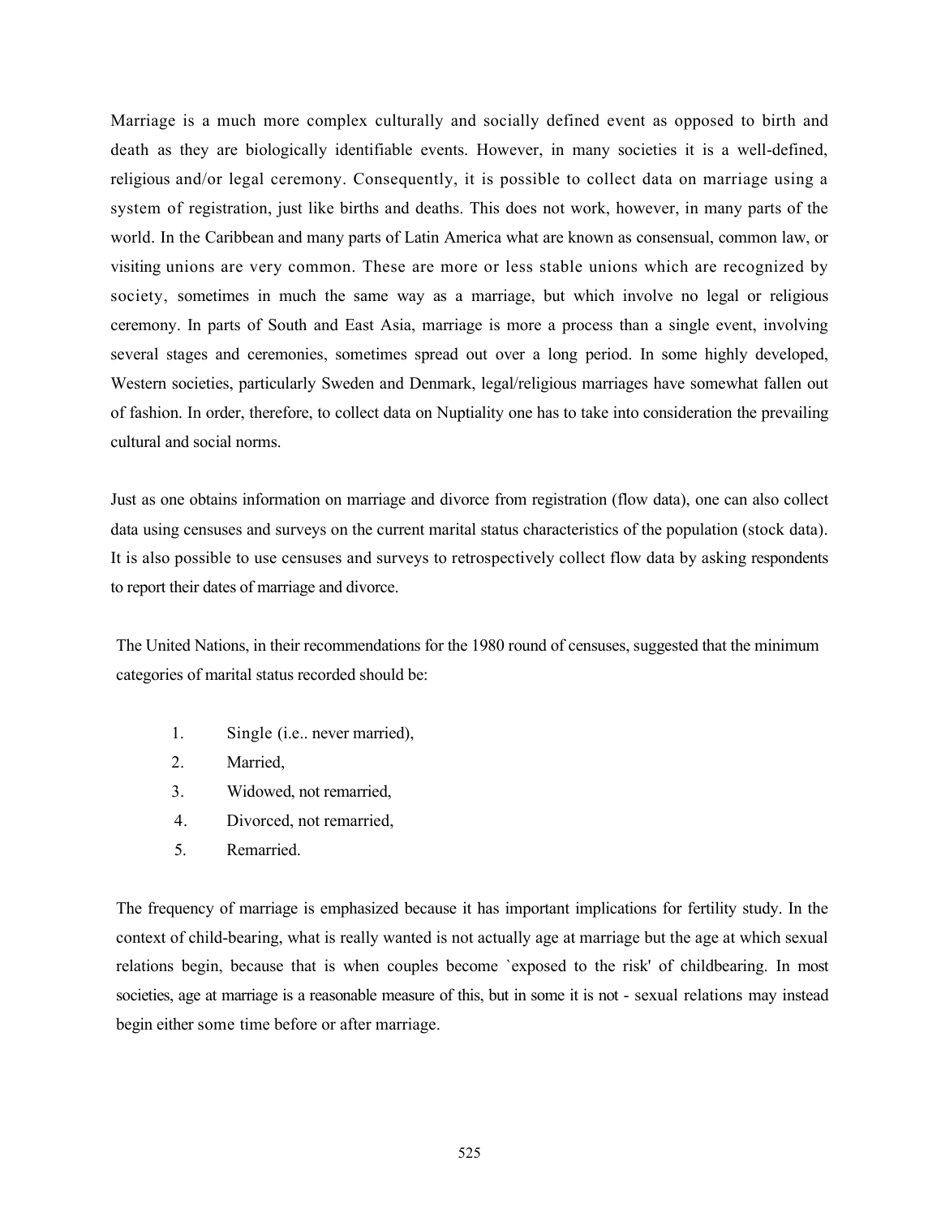Marriage is a much more complex culturally and socially defined event as opposed to birth and death as they are biologically identifiable events. However, in many societies it is a well-defined, religious and/or legal ceremony. Consequently, it is possible to collect data on marriage using a system of registration, just like births and deaths. This does not work, however, in many parts of the world. In the Caribbean and many parts of Latin America what are known as consensual, common law, or visiting unions are very common. These are more or less stable unions which are recognized by society, sometimes in much the same way as a marriage, but which involve no legal or religious ceremony. In parts of South and East Asia, marriage is more a process than a single event, involving several stages and ceremonies, sometimes spread out over a long period. In some highly developed, Western societies, particularly Sweden and Denmark, legal/religious marriages have somewhat fallen out of fashion. In order, therefore, to collect data on Nuptiality one has to take into consideration the prevailing cultural and social norms.

Just as one obtains information on marriage and divorce from registration (flow data), one can also collect data using censuses and surveys on the current marital status characteristics of the population (stock data). It is also possible to use censuses and surveys to retrospectively collect flow data by asking respondents to report their dates of marriage and divorce.

The United Nations, in their recommendations for the 1980 round of censuses, suggested that the minimum categories of marital status recorded should be:

1. Single (i.e.. never married),
2. Married,
3. Widowed, not remarried,
4. Divorced, not remarried,
5. Remarried.

The frequency of marriage is emphasized because it has important implications for fertility study. In the context of child-bearing, what is really wanted is not actually age at marriage but the age at which sexual relations begin, because that is when couples become `exposed to the risk' of childbearing. In most societies, age at marriage is a reasonable measure of this, but in some it is not - sexual relations may instead begin either some time before or after marriage.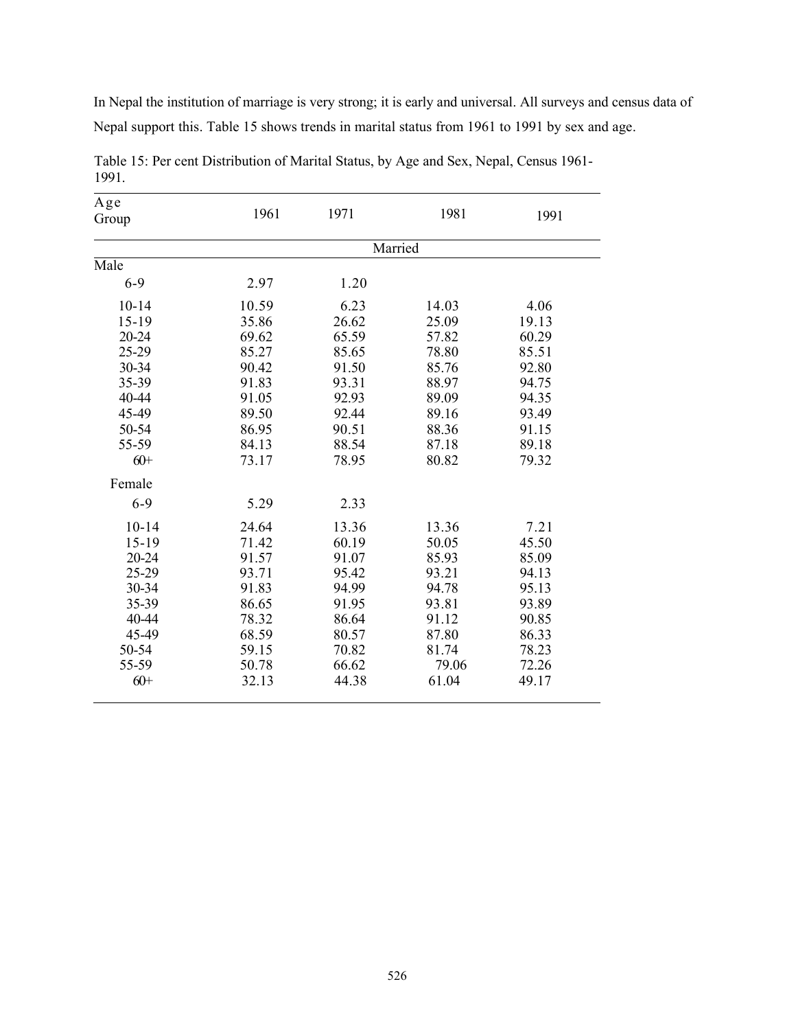In Nepal the institution of marriage is very strong; it is early and universal. All surveys and census data of Nepal support this. Table 15 shows trends in marital status from 1961 to 1991 by sex and age.

Table 15: Per cent Distribution of Marital Status, by Age and Sex, Nepal, Census 1961-1991.

| Age Group | 1961 | 1971 | 1981 | 1991 |
|---|---|---|---|---|
| | | Married | | |
| **Male** | | | | |
| 6-9 | 2.97 | 1.20 | | |
| 10-14 | 10.59 | 6.23 | 14.03 | 4.06 |
| 15-19 | 35.86 | 26.62 | 25.09 | 19.13 |
| 20-24 | 69.62 | 65.59 | 57.82 | 60.29 |
| 25-29 | 85.27 | 85.65 | 78.80 | 85.51 |
| 30-34 | 90.42 | 91.50 | 85.76 | 92.80 |
| 35-39 | 91.83 | 93.31 | 88.97 | 94.75 |
| 40-44 | 91.05 | 92.93 | 89.09 | 94.35 |
| 45-49 | 89.50 | 92.44 | 89.16 | 93.49 |
| 50-54 | 86.95 | 90.51 | 88.36 | 91.15 |
| 55-59 | 84.13 | 88.54 | 87.18 | 89.18 |
| 60+ | 73.17 | 78.95 | 80.82 | 79.32 |
| **Female** | | | | |
| 6-9 | 5.29 | 2.33 | | |
| 10-14 | 24.64 | 13.36 | 13.36 | 7.21 |
| 15-19 | 71.42 | 60.19 | 50.05 | 45.50 |
| 20-24 | 91.57 | 91.07 | 85.93 | 85.09 |
| 25-29 | 93.71 | 95.42 | 93.21 | 94.13 |
| 30-34 | 91.83 | 94.99 | 94.78 | 95.13 |
| 35-39 | 86.65 | 91.95 | 93.81 | 93.89 |
| 40-44 | 78.32 | 86.64 | 91.12 | 90.85 |
| 45-49 | 68.59 | 80.57 | 87.80 | 86.33 |
| 50-54 | 59.15 | 70.82 | 81.74 | 78.23 |
| 55-59 | 50.78 | 66.62 | 79.06 | 72.26 |
| 60+ | 32.13 | 44.38 | 61.04 | 49.17 |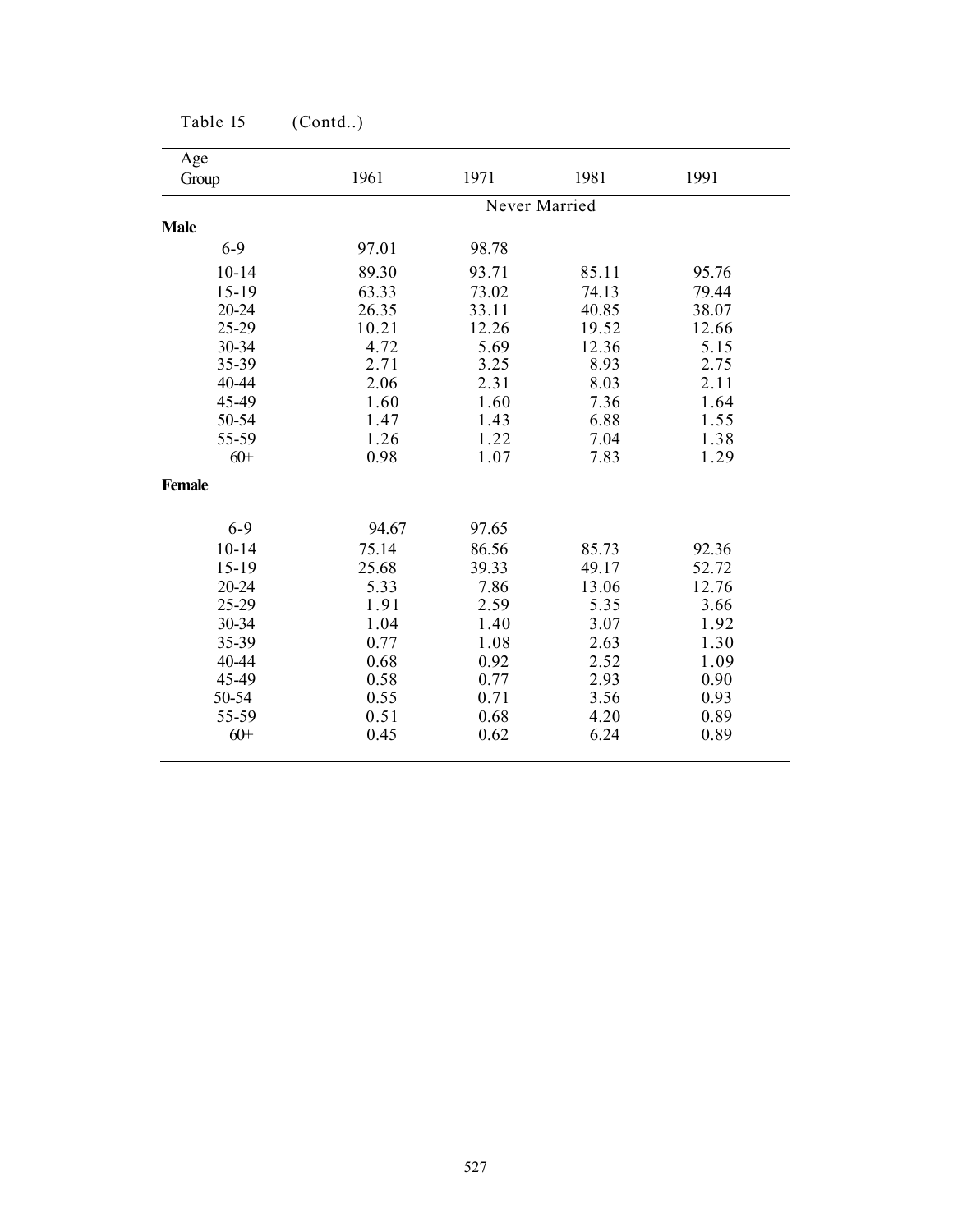Table 15 (Contd..)

| Age Group | 1961 | 1971 | 1981 | 1991 |
|---|---|---|---|---|
| | | Never Married | | |
| **Male** | | | | |
| 6-9 | 97.01 | 98.78 | | |
| 10-14 | 89.30 | 93.71 | 85.11 | 95.76 |
| 15-19 | 63.33 | 73.02 | 74.13 | 79.44 |
| 20-24 | 26.35 | 33.11 | 40.85 | 38.07 |
| 25-29 | 10.21 | 12.26 | 19.52 | 12.66 |
| 30-34 | 4.72 | 5.69 | 12.36 | 5.15 |
| 35-39 | 2.71 | 3.25 | 8.93 | 2.75 |
| 40-44 | 2.06 | 2.31 | 8.03 | 2.11 |
| 45-49 | 1.60 | 1.60 | 7.36 | 1.64 |
| 50-54 | 1.47 | 1.43 | 6.88 | 1.55 |
| 55-59 | 1.26 | 1.22 | 7.04 | 1.38 |
| 60+ | 0.98 | 1.07 | 7.83 | 1.29 |
| **Female** | | | | |
| 6-9 | 94.67 | 97.65 | | |
| 10-14 | 75.14 | 86.56 | 85.73 | 92.36 |
| 15-19 | 25.68 | 39.33 | 49.17 | 52.72 |
| 20-24 | 5.33 | 7.86 | 13.06 | 12.76 |
| 25-29 | 1.91 | 2.59 | 5.35 | 3.66 |
| 30-34 | 1.04 | 1.40 | 3.07 | 1.92 |
| 35-39 | 0.77 | 1.08 | 2.63 | 1.30 |
| 40-44 | 0.68 | 0.92 | 2.52 | 1.09 |
| 45-49 | 0.58 | 0.77 | 2.93 | 0.90 |
| 50-54 | 0.55 | 0.71 | 3.56 | 0.93 |
| 55-59 | 0.51 | 0.68 | 4.20 | 0.89 |
| 60+ | 0.45 | 0.62 | 6.24 | 0.89 |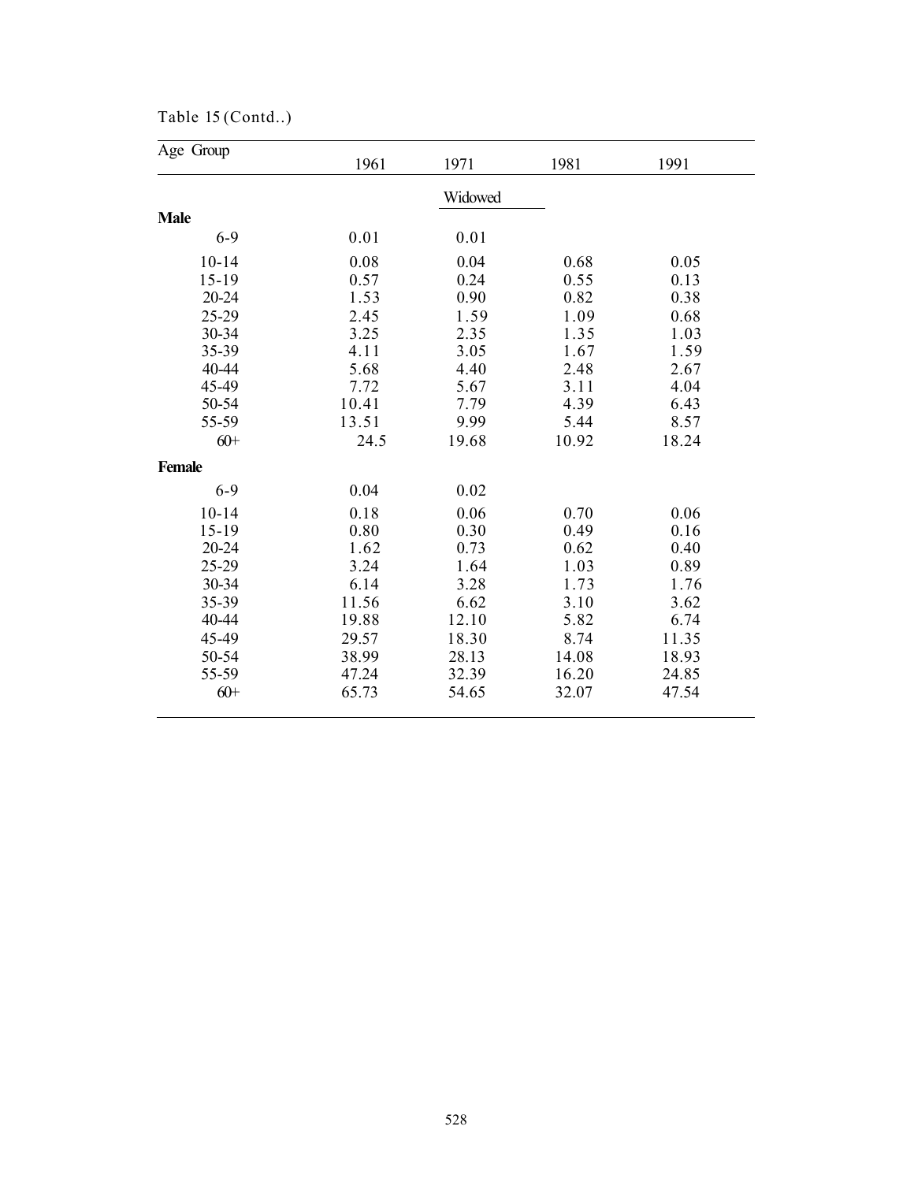Table 15 (Contd..)

| Age Group | 1961 | 1971 | 1981 | 1991 |
|---|---|---|---|---|
| | | Widowed | | |
| **Male** | | | | |
| 6-9 | 0.01 | 0.01 | | |
| 10-14 | 0.08 | 0.04 | 0.68 | 0.05 |
| 15-19 | 0.57 | 0.24 | 0.55 | 0.13 |
| 20-24 | 1.53 | 0.90 | 0.82 | 0.38 |
| 25-29 | 2.45 | 1.59 | 1.09 | 0.68 |
| 30-34 | 3.25 | 2.35 | 1.35 | 1.03 |
| 35-39 | 4.11 | 3.05 | 1.67 | 1.59 |
| 40-44 | 5.68 | 4.40 | 2.48 | 2.67 |
| 45-49 | 7.72 | 5.67 | 3.11 | 4.04 |
| 50-54 | 10.41 | 7.79 | 4.39 | 6.43 |
| 55-59 | 13.51 | 9.99 | 5.44 | 8.57 |
| 60+ | 24.5 | 19.68 | 10.92 | 18.24 |
| **Female** | | | | |
| 6-9 | 0.04 | 0.02 | | |
| 10-14 | 0.18 | 0.06 | 0.70 | 0.06 |
| 15-19 | 0.80 | 0.30 | 0.49 | 0.16 |
| 20-24 | 1.62 | 0.73 | 0.62 | 0.40 |
| 25-29 | 3.24 | 1.64 | 1.03 | 0.89 |
| 30-34 | 6.14 | 3.28 | 1.73 | 1.76 |
| 35-39 | 11.56 | 6.62 | 3.10 | 3.62 |
| 40-44 | 19.88 | 12.10 | 5.82 | 6.74 |
| 45-49 | 29.57 | 18.30 | 8.74 | 11.35 |
| 50-54 | 38.99 | 28.13 | 14.08 | 18.93 |
| 55-59 | 47.24 | 32.39 | 16.20 | 24.85 |
| 60+ | 65.73 | 54.65 | 32.07 | 47.54 |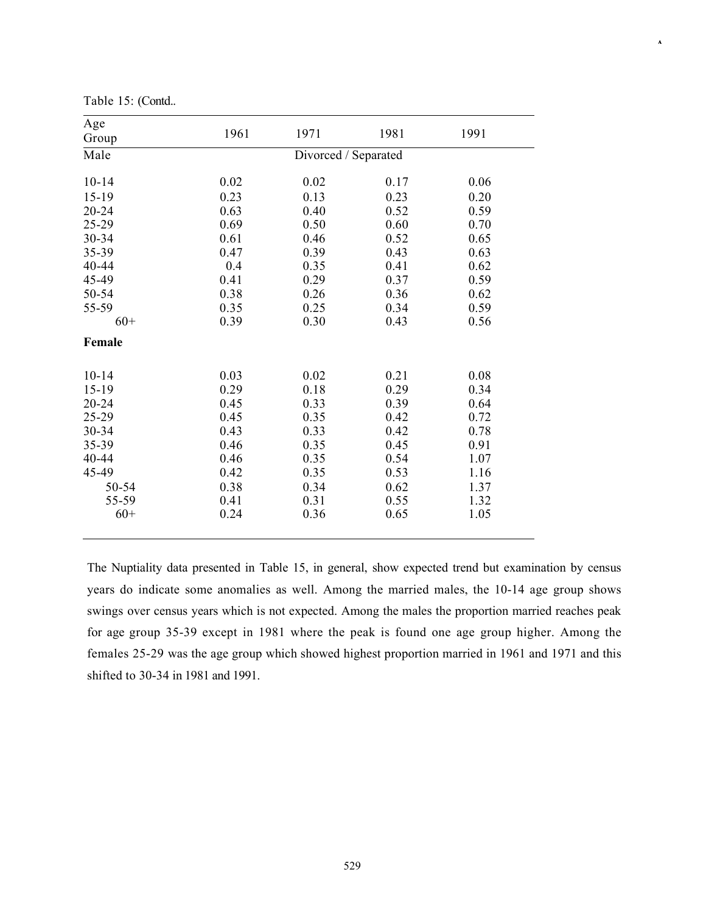Table 15: (Contd..

| Age Group | 1961 | 1971 | 1981 | 1991 |
|---|---|---|---|---|
| Male | | Divorced / Separated | | |
| 10-14 | 0.02 | 0.02 | 0.17 | 0.06 |
| 15-19 | 0.23 | 0.13 | 0.23 | 0.20 |
| 20-24 | 0.63 | 0.40 | 0.52 | 0.59 |
| 25-29 | 0.69 | 0.50 | 0.60 | 0.70 |
| 30-34 | 0.61 | 0.46 | 0.52 | 0.65 |
| 35-39 | 0.47 | 0.39 | 0.43 | 0.63 |
| 40-44 | 0.4 | 0.35 | 0.41 | 0.62 |
| 45-49 | 0.41 | 0.29 | 0.37 | 0.59 |
| 50-54 | 0.38 | 0.26 | 0.36 | 0.62 |
| 55-59 | 0.35 | 0.25 | 0.34 | 0.59 |
| 60+ | 0.39 | 0.30 | 0.43 | 0.56 |
| **Female** | | | | |
| 10-14 | 0.03 | 0.02 | 0.21 | 0.08 |
| 15-19 | 0.29 | 0.18 | 0.29 | 0.34 |
| 20-24 | 0.45 | 0.33 | 0.39 | 0.64 |
| 25-29 | 0.45 | 0.35 | 0.42 | 0.72 |
| 30-34 | 0.43 | 0.33 | 0.42 | 0.78 |
| 35-39 | 0.46 | 0.35 | 0.45 | 0.91 |
| 40-44 | 0.46 | 0.35 | 0.54 | 1.07 |
| 45-49 | 0.42 | 0.35 | 0.53 | 1.16 |
| 50-54 | 0.38 | 0.34 | 0.62 | 1.37 |
| 55-59 | 0.41 | 0.31 | 0.55 | 1.32 |
| 60+ | 0.24 | 0.36 | 0.65 | 1.05 |

The Nuptiality data presented in Table 15, in general, show expected trend but examination by census years do indicate some anomalies as well. Among the married males, the 10-14 age group shows swings over census years which is not expected. Among the males the proportion married reaches peak for age group 35-39 except in 1981 where the peak is found one age group higher. Among the females 25-29 was the age group which showed highest proportion married in 1961 and 1971 and this shifted to 30-34 in 1981 and 1991.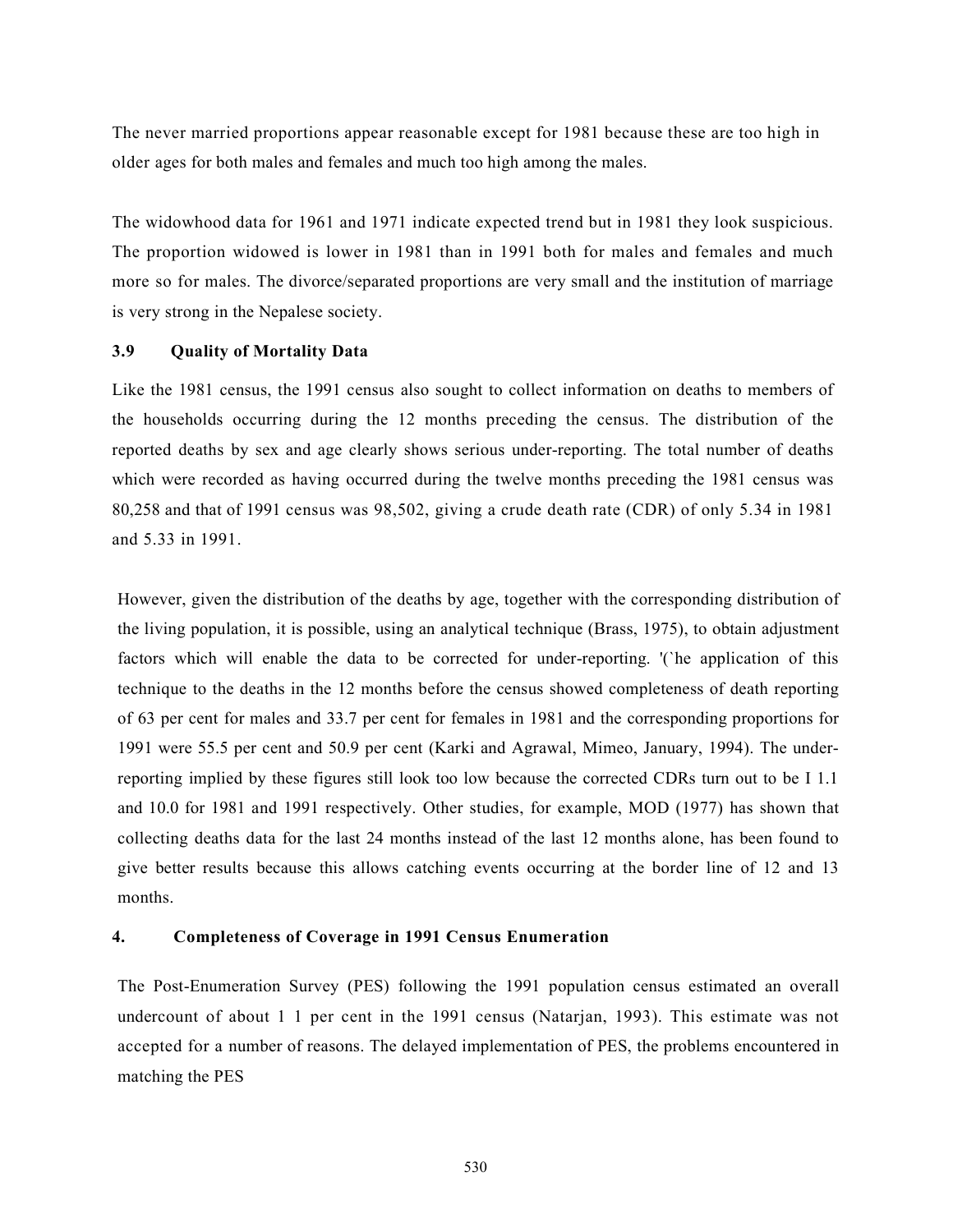The never married proportions appear reasonable except for 1981 because these are too high in older ages for both males and females and much too high among the males.

The widowhood data for 1961 and 1971 indicate expected trend but in 1981 they look suspicious. The proportion widowed is lower in 1981 than in 1991 both for males and females and much more so for males. The divorce/separated proportions are very small and the institution of marriage is very strong in the Nepalese society.

### 3.9 Quality of Mortality Data

Like the 1981 census, the 1991 census also sought to collect information on deaths to members of the households occurring during the 12 months preceding the census. The distribution of the reported deaths by sex and age clearly shows serious under-reporting. The total number of deaths which were recorded as having occurred during the twelve months preceding the 1981 census was 80,258 and that of 1991 census was 98,502, giving a crude death rate (CDR) of only 5.34 in 1981 and 5.33 in 1991.

However, given the distribution of the deaths by age, together with the corresponding distribution of the living population, it is possible, using an analytical technique (Brass, 1975), to obtain adjustment factors which will enable the data to be corrected for under-reporting. '(`he application of this technique to the deaths in the 12 months before the census showed completeness of death reporting of 63 per cent for males and 33.7 per cent for females in 1981 and the corresponding proportions for 1991 were 55.5 per cent and 50.9 per cent (Karki and Agrawal, Mimeo, January, 1994). The under-reporting implied by these figures still look too low because the corrected CDRs turn out to be I 1.1 and 10.0 for 1981 and 1991 respectively. Other studies, for example, MOD (1977) has shown that collecting deaths data for the last 24 months instead of the last 12 months alone, has been found to give better results because this allows catching events occurring at the border line of 12 and 13 months.

## 4. Completeness of Coverage in 1991 Census Enumeration

The Post-Enumeration Survey (PES) following the 1991 population census estimated an overall undercount of about 1 1 per cent in the 1991 census (Natarjan, 1993). This estimate was not accepted for a number of reasons. The delayed implementation of PES, the problems encountered in matching the PES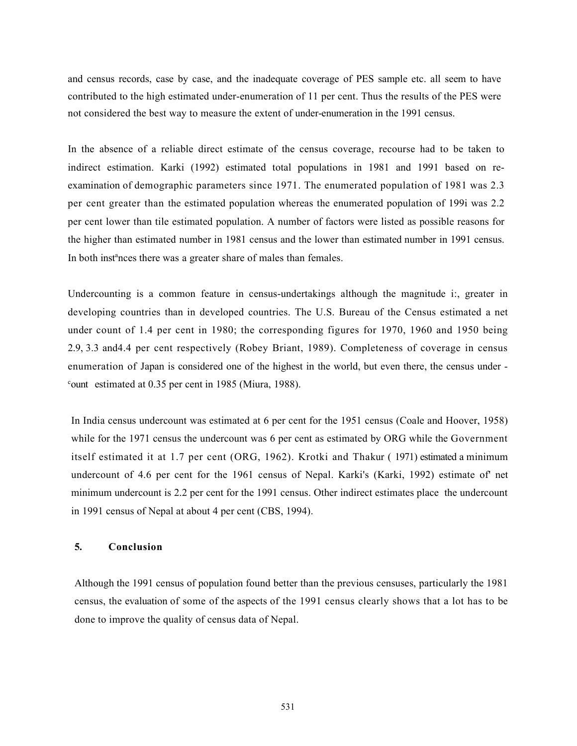and census records, case by case, and the inadequate coverage of PES sample etc. all seem to have contributed to the high estimated under-enumeration of 11 per cent. Thus the results of the PES were not considered the best way to measure the extent of under-enumeration in the 1991 census.

In the absence of a reliable direct estimate of the census coverage, recourse had to be taken to indirect estimation. Karki (1992) estimated total populations in 1981 and 1991 based on re-examination of demographic parameters since 1971. The enumerated population of 1981 was 2.3 per cent greater than the estimated population whereas the enumerated population of 199i was 2.2 per cent lower than tile estimated population. A number of factors were listed as possible reasons for the higher than estimated number in 1981 census and the lower than estimated number in 1991 census. In both instances there was a greater share of males than females.

Undercounting is a common feature in census-undertakings although the magnitude i:, greater in developing countries than in developed countries. The U.S. Bureau of the Census estimated a net under count of 1.4 per cent in 1980; the corresponding figures for 1970, 1960 and 1950 being 2.9, 3.3 and4.4 per cent respectively (Robey Briant, 1989). Completeness of coverage in census enumeration of Japan is considered one of the highest in the world, but even there, the census under -count estimated at 0.35 per cent in 1985 (Miura, 1988).

In India census undercount was estimated at 6 per cent for the 1951 census (Coale and Hoover, 1958) while for the 1971 census the undercount was 6 per cent as estimated by ORG while the Government itself estimated it at 1.7 per cent (ORG, 1962). Krotki and Thakur ( 1971) estimated a minimum undercount of 4.6 per cent for the 1961 census of Nepal. Karki's (Karki, 1992) estimate of' net minimum undercount is 2.2 per cent for the 1991 census. Other indirect estimates place the undercount in 1991 census of Nepal at about 4 per cent (CBS, 1994).

## 5. Conclusion

Although the 1991 census of population found better than the previous censuses, particularly the 1981 census, the evaluation of some of the aspects of the 1991 census clearly shows that a lot has to be done to improve the quality of census data of Nepal.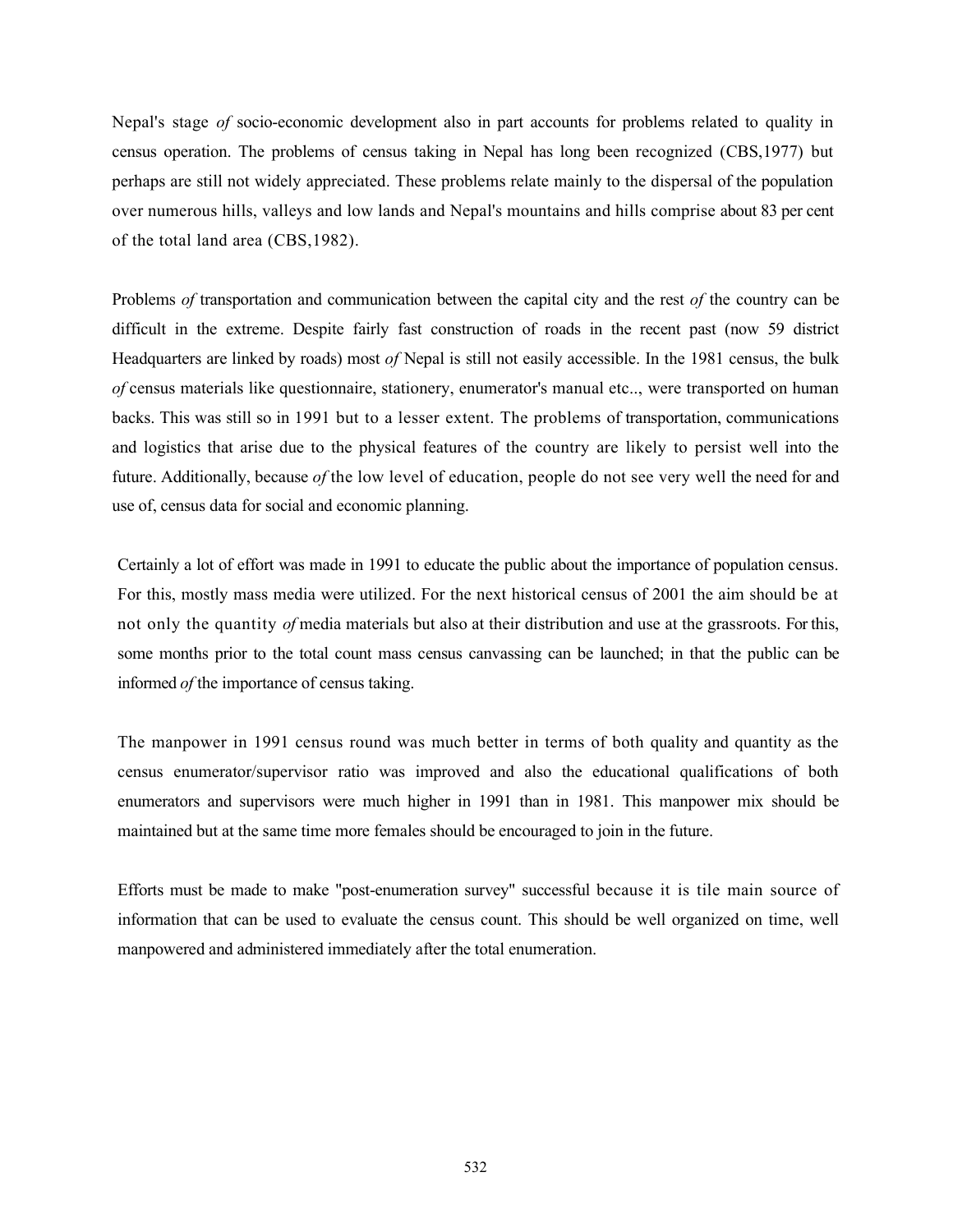Nepal's stage *of* socio-economic development also in part accounts for problems related to quality in census operation. The problems of census taking in Nepal has long been recognized (CBS,1977) but perhaps are still not widely appreciated. These problems relate mainly to the dispersal of the population over numerous hills, valleys and low lands and Nepal's mountains and hills comprise about 83 per cent of the total land area (CBS,1982).

Problems *of* transportation and communication between the capital city and the rest *of* the country can be difficult in the extreme. Despite fairly fast construction of roads in the recent past (now 59 district Headquarters are linked by roads) most *of* Nepal is still not easily accessible. In the 1981 census, the bulk *of* census materials like questionnaire, stationery, enumerator's manual etc.., were transported on human backs. This was still so in 1991 but to a lesser extent. The problems of transportation, communications and logistics that arise due to the physical features of the country are likely to persist well into the future. Additionally, because *of* the low level of education, people do not see very well the need for and use of, census data for social and economic planning.

Certainly a lot of effort was made in 1991 to educate the public about the importance of population census. For this, mostly mass media were utilized. For the next historical census of 2001 the aim should be at not only the quantity *of* media materials but also at their distribution and use at the grassroots. For this, some months prior to the total count mass census canvassing can be launched; in that the public can be informed *of* the importance of census taking.

The manpower in 1991 census round was much better in terms of both quality and quantity as the census enumerator/supervisor ratio was improved and also the educational qualifications of both enumerators and supervisors were much higher in 1991 than in 1981. This manpower mix should be maintained but at the same time more females should be encouraged to join in the future.

Efforts must be made to make "post-enumeration survey" successful because it is tile main source of information that can be used to evaluate the census count. This should be well organized on time, well manpowered and administered immediately after the total enumeration.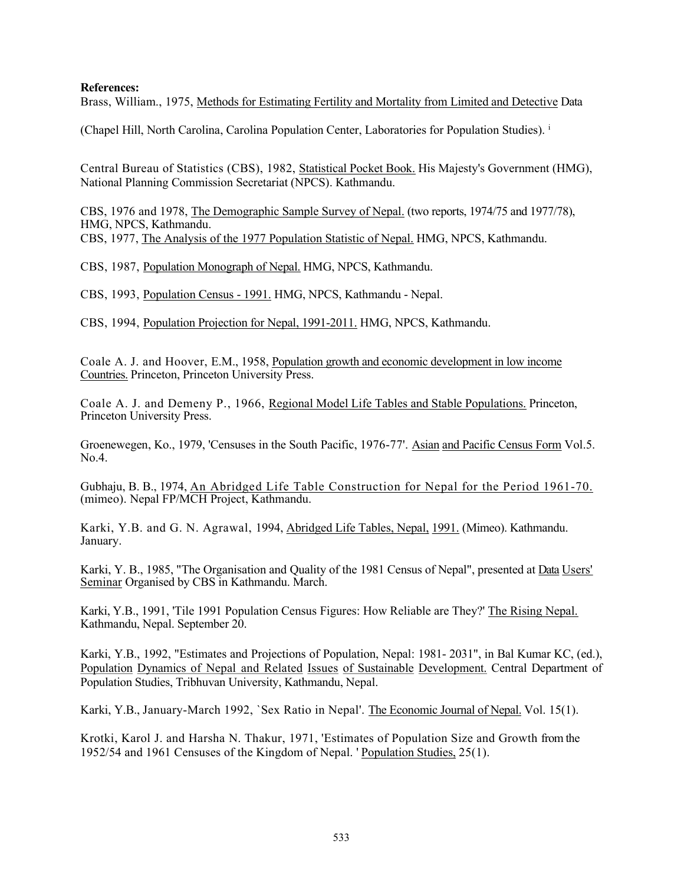**References:**

Brass, William., 1975, Methods for Estimating Fertility and Mortality from Limited and Detective Data

(Chapel Hill, North Carolina, Carolina Population Center, Laboratories for Population Studies). [i]

Central Bureau of Statistics (CBS), 1982, Statistical Pocket Book. His Majesty's Government (HMG), National Planning Commission Secretariat (NPCS). Kathmandu.

CBS, 1976 and 1978, The Demographic Sample Survey of Nepal. (two reports, 1974/75 and 1977/78), HMG, NPCS, Kathmandu.

CBS, 1977, The Analysis of the 1977 Population Statistic of Nepal. HMG, NPCS, Kathmandu.

CBS, 1987, Population Monograph of Nepal. HMG, NPCS, Kathmandu.

CBS, 1993, Population Census - 1991. HMG, NPCS, Kathmandu - Nepal.

CBS, 1994, Population Projection for Nepal, 1991-2011. HMG, NPCS, Kathmandu.

Coale A. J. and Hoover, E.M., 1958, Population growth and economic development in low income Countries. Princeton, Princeton University Press.

Coale A. J. and Demeny P., 1966, Regional Model Life Tables and Stable Populations. Princeton, Princeton University Press.

Groenewegen, Ko., 1979, 'Censuses in the South Pacific, 1976-77'. Asian and Pacific Census Form Vol.5. No.4.

Gubhaju, B. B., 1974, An Abridged Life Table Construction for Nepal for the Period 1961-70. (mimeo). Nepal FP/MCH Project, Kathmandu.

Karki, Y.B. and G. N. Agrawal, 1994, Abridged Life Tables, Nepal, 1991. (Mimeo). Kathmandu. January.

Karki, Y. B., 1985, "The Organisation and Quality of the 1981 Census of Nepal", presented at Data Users' Seminar Organised by CBS in Kathmandu. March.

Karki, Y.B., 1991, 'Tile 1991 Population Census Figures: How Reliable are They?' The Rising Nepal. Kathmandu, Nepal. September 20.

Karki, Y.B., 1992, "Estimates and Projections of Population, Nepal: 1981- 2031", in Bal Kumar KC, (ed.), Population Dynamics of Nepal and Related Issues of Sustainable Development. Central Department of Population Studies, Tribhuvan University, Kathmandu, Nepal.

Karki, Y.B., January-March 1992, `Sex Ratio in Nepal'. The Economic Journal of Nepal. Vol. 15(1).

Krotki, Karol J. and Harsha N. Thakur, 1971, 'Estimates of Population Size and Growth from the 1952/54 and 1961 Censuses of the Kingdom of Nepal. ' Population Studies, 25(1).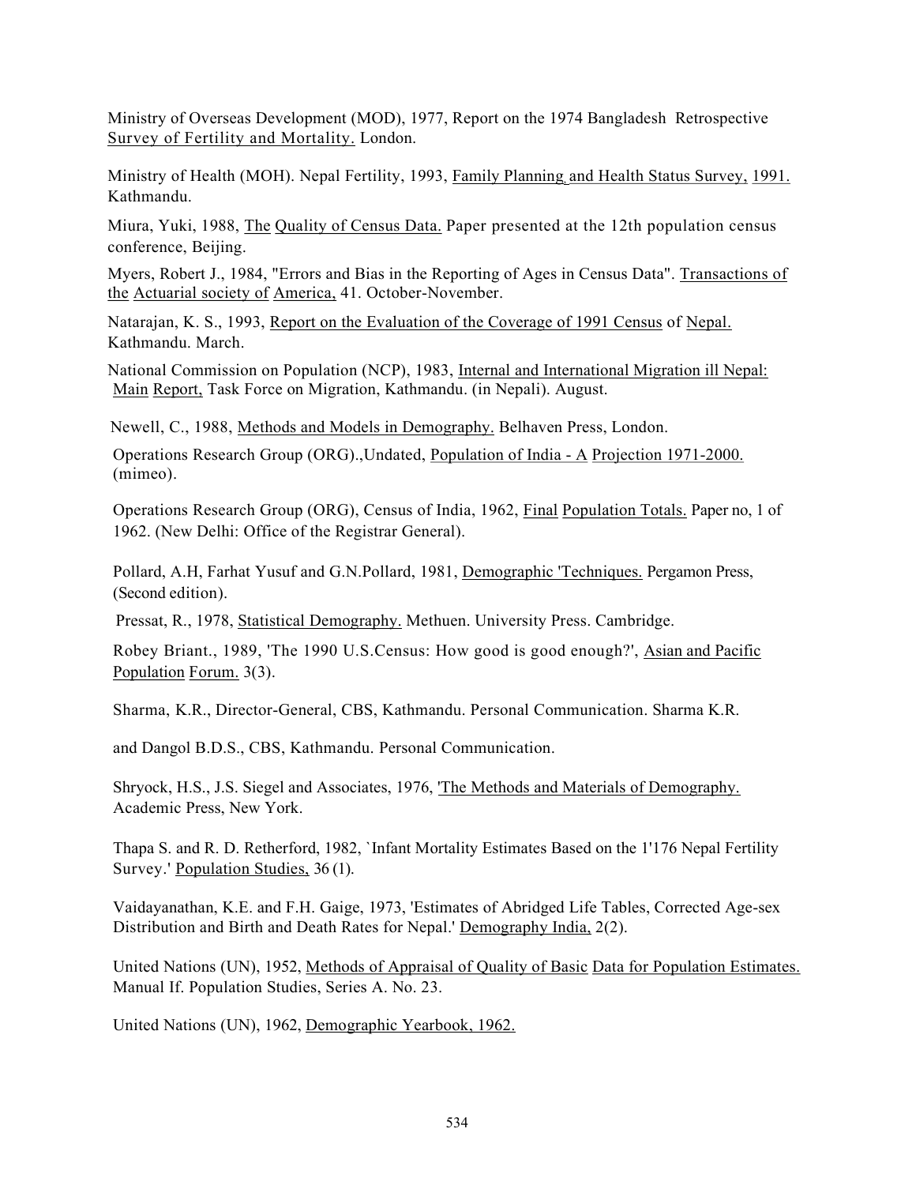Ministry of Overseas Development (MOD), 1977, Report on the 1974 Bangladesh Retrospective Survey of Fertility and Mortality. London.

Ministry of Health (MOH). Nepal Fertility, 1993, Family Planning and Health Status Survey, 1991. Kathmandu.

Miura, Yuki, 1988, The Quality of Census Data. Paper presented at the 12th population census conference, Beijing.

Myers, Robert J., 1984, "Errors and Bias in the Reporting of Ages in Census Data". Transactions of the Actuarial society of America, 41. October-November.

Natarajan, K. S., 1993, Report on the Evaluation of the Coverage of 1991 Census of Nepal. Kathmandu. March.

National Commission on Population (NCP), 1983, Internal and International Migration ill Nepal: Main Report, Task Force on Migration, Kathmandu. (in Nepali). August.

Newell, C., 1988, Methods and Models in Demography. Belhaven Press, London.

Operations Research Group (ORG).,Undated, Population of India - A Projection 1971-2000. (mimeo).

Operations Research Group (ORG), Census of India, 1962, Final Population Totals. Paper no, 1 of 1962. (New Delhi: Office of the Registrar General).

Pollard, A.H, Farhat Yusuf and G.N.Pollard, 1981, Demographic 'Techniques. Pergamon Press, (Second edition).

Pressat, R., 1978, Statistical Demography. Methuen. University Press. Cambridge.

Robey Briant., 1989, 'The 1990 U.S.Census: How good is good enough?', Asian and Pacific Population Forum. 3(3).

Sharma, K.R., Director-General, CBS, Kathmandu. Personal Communication. Sharma K.R.

and Dangol B.D.S., CBS, Kathmandu. Personal Communication.

Shryock, H.S., J.S. Siegel and Associates, 1976, 'The Methods and Materials of Demography. Academic Press, New York.

Thapa S. and R. D. Retherford, 1982, `Infant Mortality Estimates Based on the 1'176 Nepal Fertility Survey.' Population Studies, 36 (1).

Vaidayanathan, K.E. and F.H. Gaige, 1973, 'Estimates of Abridged Life Tables, Corrected Age-sex Distribution and Birth and Death Rates for Nepal.' Demography India, 2(2).

United Nations (UN), 1952, Methods of Appraisal of Quality of Basic Data for Population Estimates. Manual If. Population Studies, Series A. No. 23.

United Nations (UN), 1962, Demographic Yearbook, 1962.